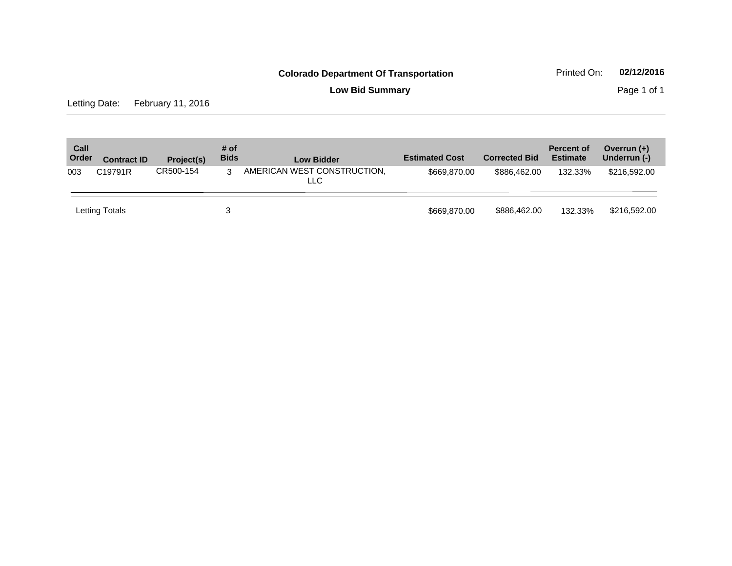**Colorado Department Of Transportation**

Printed On: **02/12/2016**

**Low Bid Summary**

Letting Date: February 11, 2016

| Call Order | Contract ID | Project(s) | # of Bids | Low Bidder | Estimated Cost | Corrected Bid | Percent of Estimate | Overrun (+) Underrun (-) |
|---|---|---|---|---|---|---|---|---|
| 003 | C19791R | CR500-154 | 3 | AMERICAN WEST CONSTRUCTION, LLC | $669,870.00 | $886,462.00 | 132.33% | $216,592.00 |
| Letting Totals | | | 3 | | $669,870.00 | $886,462.00 | 132.33% | $216,592.00 |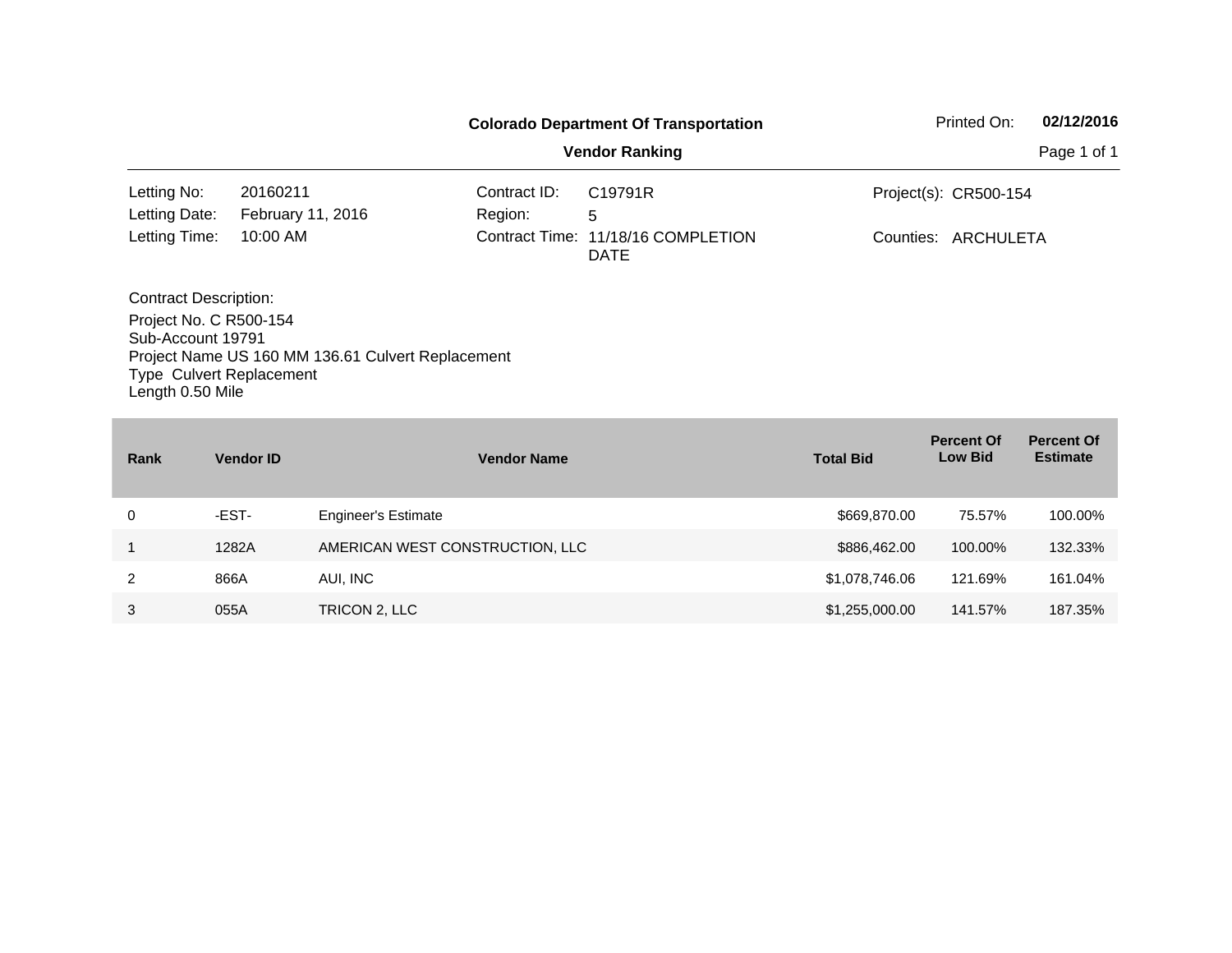**Colorado Department Of Transportation**

**Vendor Ranking**

Printed On: **02/12/2016**

| | | | | | |
|---|---|---|---|---|---|
| Letting No: | 20160211 | Contract ID: | C19791R | Project(s): | CR500-154 |
| Letting Date: | February 11, 2016 | Region: | 5 | | |
| Letting Time: | 10:00 AM | Contract Time: | 11/18/16 COMPLETION DATE | Counties: | ARCHULETA |

Contract Description:

Project No. C R500-154
Sub-Account 19791
Project Name US 160 MM 136.61 Culvert Replacement
Type Culvert Replacement
Length 0.50 Mile

| Rank | Vendor ID | Vendor Name | Total Bid | Percent Of Low Bid | Percent Of Estimate |
|---|---|---|---|---|---|
| 0 | -EST- | Engineer's Estimate | $669,870.00 | 75.57% | 100.00% |
| 1 | 1282A | AMERICAN WEST CONSTRUCTION, LLC | $886,462.00 | 100.00% | 132.33% |
| 2 | 866A | AUI, INC | $1,078,746.06 | 121.69% | 161.04% |
| 3 | 055A | TRICON 2, LLC | $1,255,000.00 | 141.57% | 187.35% |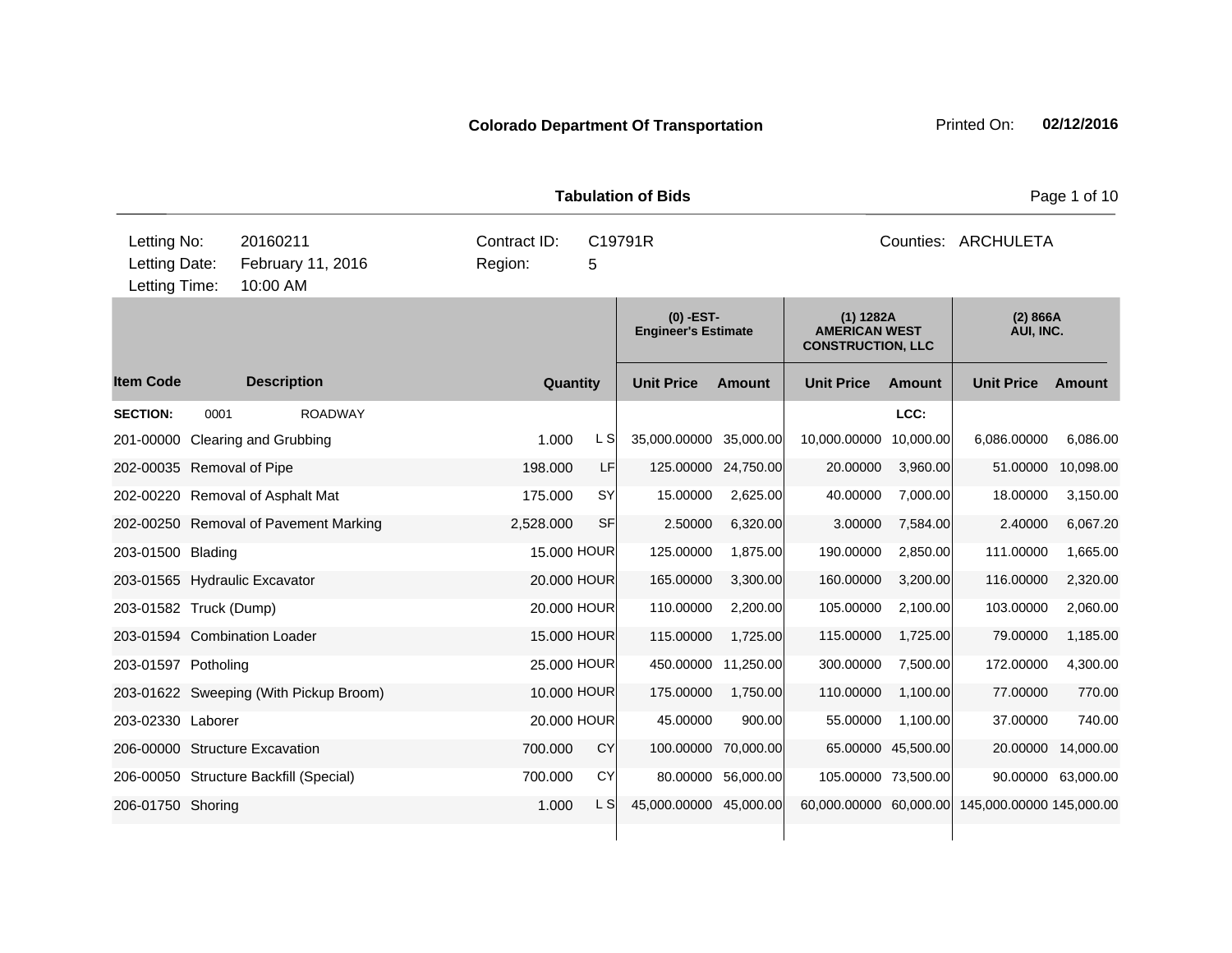**Colorado Department Of Transportation** Printed On: **02/12/2016**

**Tabulation of Bids**

| | | | |
|---|---|---|---|
| Letting No: | 20160211 | Contract ID: | C19791R |
| Letting Date: | February 11, 2016 | Region: | 5 |
| Letting Time: | 10:00 AM | | |

Counties: ARCHULETA

| | | | | (0) -EST- Engineer's Estimate | | (1) 1282A AMERICAN WEST CONSTRUCTION, LLC | | (2) 866A AUI, INC. | |
|---|---|---|---|---|---|---|---|---|---|
| **Item Code** | **Description** | **Quantity** | | **Unit Price** | **Amount** | **Unit Price** | **Amount** | **Unit Price** | **Amount** |
| **SECTION:** | 0001 ROADWAY | | | | | | LCC: | | |
| 201-00000 | Clearing and Grubbing | 1.000 | L S | 35,000.00000 | 35,000.00 | 10,000.00000 | 10,000.00 | 6,086.00000 | 6,086.00 |
| 202-00035 | Removal of Pipe | 198.000 | LF | 125.00000 | 24,750.00 | 20.00000 | 3,960.00 | 51.00000 | 10,098.00 |
| 202-00220 | Removal of Asphalt Mat | 175.000 | SY | 15.00000 | 2,625.00 | 40.00000 | 7,000.00 | 18.00000 | 3,150.00 |
| 202-00250 | Removal of Pavement Marking | 2,528.000 | SF | 2.50000 | 6,320.00 | 3.00000 | 7,584.00 | 2.40000 | 6,067.20 |
| 203-01500 | Blading | 15.000 | HOUR | 125.00000 | 1,875.00 | 190.00000 | 2,850.00 | 111.00000 | 1,665.00 |
| 203-01565 | Hydraulic Excavator | 20.000 | HOUR | 165.00000 | 3,300.00 | 160.00000 | 3,200.00 | 116.00000 | 2,320.00 |
| 203-01582 | Truck (Dump) | 20.000 | HOUR | 110.00000 | 2,200.00 | 105.00000 | 2,100.00 | 103.00000 | 2,060.00 |
| 203-01594 | Combination Loader | 15.000 | HOUR | 115.00000 | 1,725.00 | 115.00000 | 1,725.00 | 79.00000 | 1,185.00 |
| 203-01597 | Potholing | 25.000 | HOUR | 450.00000 | 11,250.00 | 300.00000 | 7,500.00 | 172.00000 | 4,300.00 |
| 203-01622 | Sweeping (With Pickup Broom) | 10.000 | HOUR | 175.00000 | 1,750.00 | 110.00000 | 1,100.00 | 77.00000 | 770.00 |
| 203-02330 | Laborer | 20.000 | HOUR | 45.00000 | 900.00 | 55.00000 | 1,100.00 | 37.00000 | 740.00 |
| 206-00000 | Structure Excavation | 700.000 | CY | 100.00000 | 70,000.00 | 65.00000 | 45,500.00 | 20.00000 | 14,000.00 |
| 206-00050 | Structure Backfill (Special) | 700.000 | CY | 80.00000 | 56,000.00 | 105.00000 | 73,500.00 | 90.00000 | 63,000.00 |
| 206-01750 | Shoring | 1.000 | L S | 45,000.00000 | 45,000.00 | 60,000.00000 | 60,000.00 | 145,000.00000 | 145,000.00 |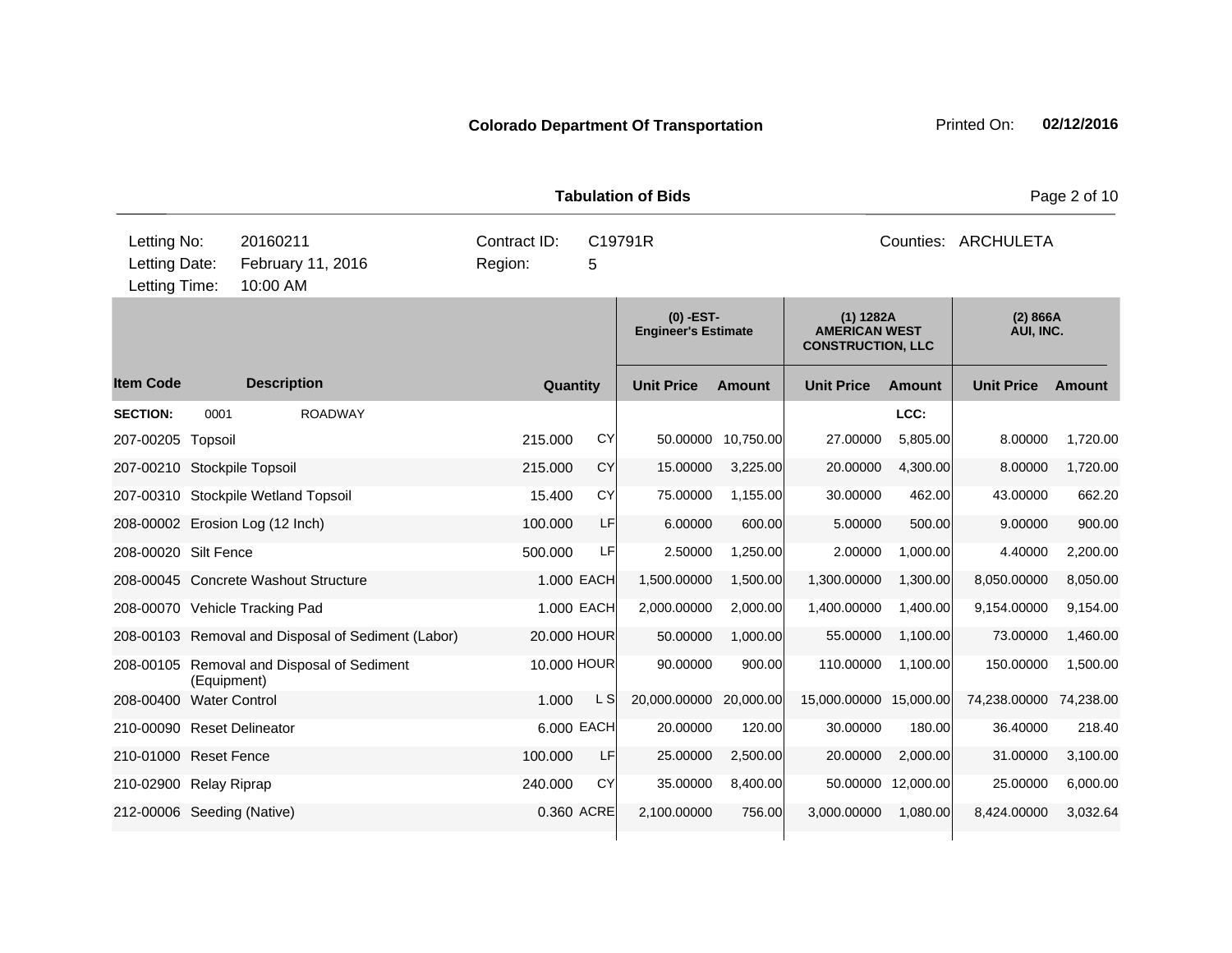**Colorado Department Of Transportation** Printed On: **02/12/2016**

**Tabulation of Bids**

| Letting No: | 20160211 | Contract ID: | C19791R | Counties: | ARCHULETA |
|---|---|---|---|---|---|
| Letting Date: | February 11, 2016 | Region: | 5 | | |
| Letting Time: | 10:00 AM | | | | |

| | | | | (0) -EST- Engineer's Estimate | | (1) 1282A AMERICAN WEST CONSTRUCTION, LLC | | (2) 866A AUI, INC. | |
|---|---|---|---|---|---|---|---|---|---|
| **Item Code** | **Description** | **Quantity** | | **Unit Price** | **Amount** | **Unit Price** | **Amount** | **Unit Price** | **Amount** |
| **SECTION:** | 0001 ROADWAY | | | | | | LCC: | | |
| 207-00205 | Topsoil | 215.000 | CY | 50.00000 | 10,750.00 | 27.00000 | 5,805.00 | 8.00000 | 1,720.00 |
| 207-00210 | Stockpile Topsoil | 215.000 | CY | 15.00000 | 3,225.00 | 20.00000 | 4,300.00 | 8.00000 | 1,720.00 |
| 207-00310 | Stockpile Wetland Topsoil | 15.400 | CY | 75.00000 | 1,155.00 | 30.00000 | 462.00 | 43.00000 | 662.20 |
| 208-00002 | Erosion Log (12 Inch) | 100.000 | LF | 6.00000 | 600.00 | 5.00000 | 500.00 | 9.00000 | 900.00 |
| 208-00020 | Silt Fence | 500.000 | LF | 2.50000 | 1,250.00 | 2.00000 | 1,000.00 | 4.40000 | 2,200.00 |
| 208-00045 | Concrete Washout Structure | 1.000 | EACH | 1,500.00000 | 1,500.00 | 1,300.00000 | 1,300.00 | 8,050.00000 | 8,050.00 |
| 208-00070 | Vehicle Tracking Pad | 1.000 | EACH | 2,000.00000 | 2,000.00 | 1,400.00000 | 1,400.00 | 9,154.00000 | 9,154.00 |
| 208-00103 | Removal and Disposal of Sediment (Labor) | 20.000 | HOUR | 50.00000 | 1,000.00 | 55.00000 | 1,100.00 | 73.00000 | 1,460.00 |
| 208-00105 | Removal and Disposal of Sediment (Equipment) | 10.000 | HOUR | 90.00000 | 900.00 | 110.00000 | 1,100.00 | 150.00000 | 1,500.00 |
| 208-00400 | Water Control | 1.000 | L S | 20,000.00000 | 20,000.00 | 15,000.00000 | 15,000.00 | 74,238.00000 | 74,238.00 |
| 210-00090 | Reset Delineator | 6.000 | EACH | 20.00000 | 120.00 | 30.00000 | 180.00 | 36.40000 | 218.40 |
| 210-01000 | Reset Fence | 100.000 | LF | 25.00000 | 2,500.00 | 20.00000 | 2,000.00 | 31.00000 | 3,100.00 |
| 210-02900 | Relay Riprap | 240.000 | CY | 35.00000 | 8,400.00 | 50.00000 | 12,000.00 | 25.00000 | 6,000.00 |
| 212-00006 | Seeding (Native) | 0.360 | ACRE | 2,100.00000 | 756.00 | 3,000.00000 | 1,080.00 | 8,424.00000 | 3,032.64 |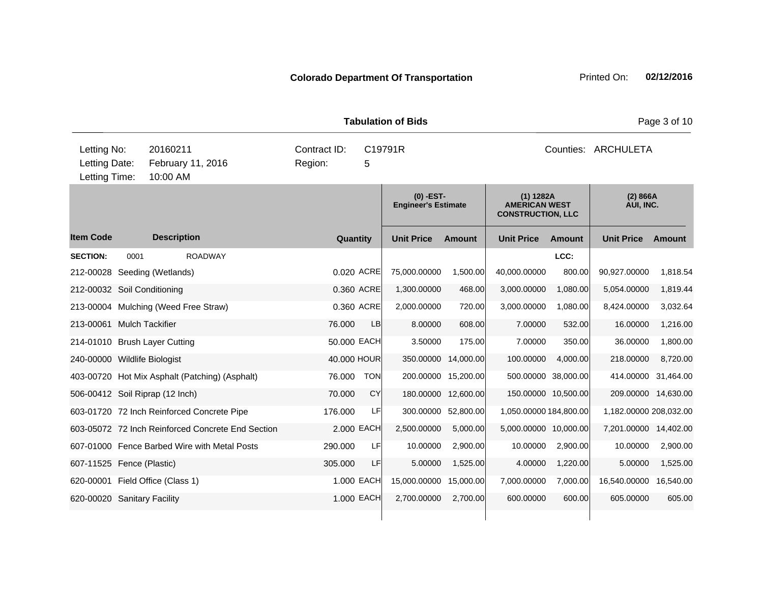**Colorado Department Of Transportation**

Printed On: **02/12/2016**

**Tabulation of Bids**

| Letting No: | 20160211 | Contract ID: | C19791R | Counties: | ARCHULETA |
|---|---|---|---|---|---|
| Letting Date: | February 11, 2016 | Region: | 5 | | |
| Letting Time: | 10:00 AM | | | | |

| | | | | (0) -EST- Engineer's Estimate | | (1) 1282A AMERICAN WEST CONSTRUCTION, LLC | | (2) 866A AUI, INC. | |
|---|---|---|---|---|---|---|---|---|---|
| **Item Code** | **Description** | **Quantity** | | **Unit Price** | **Amount** | **Unit Price** | **Amount** | **Unit Price** | **Amount** |
| **SECTION:** 0001 | ROADWAY | | | | | | LCC: | | |
| 212-00028 | Seeding (Wetlands) | 0.020 | ACRE | 75,000.00000 | 1,500.00 | 40,000.00000 | 800.00 | 90,927.00000 | 1,818.54 |
| 212-00032 | Soil Conditioning | 0.360 | ACRE | 1,300.00000 | 468.00 | 3,000.00000 | 1,080.00 | 5,054.00000 | 1,819.44 |
| 213-00004 | Mulching (Weed Free Straw) | 0.360 | ACRE | 2,000.00000 | 720.00 | 3,000.00000 | 1,080.00 | 8,424.00000 | 3,032.64 |
| 213-00061 | Mulch Tackifier | 76.000 | LB | 8.00000 | 608.00 | 7.00000 | 532.00 | 16.00000 | 1,216.00 |
| 214-01010 | Brush Layer Cutting | 50.000 | EACH | 3.50000 | 175.00 | 7.00000 | 350.00 | 36.00000 | 1,800.00 |
| 240-00000 | Wildlife Biologist | 40.000 | HOUR | 350.00000 | 14,000.00 | 100.00000 | 4,000.00 | 218.00000 | 8,720.00 |
| 403-00720 | Hot Mix Asphalt (Patching) (Asphalt) | 76.000 | TON | 200.00000 | 15,200.00 | 500.00000 | 38,000.00 | 414.00000 | 31,464.00 |
| 506-00412 | Soil Riprap (12 Inch) | 70.000 | CY | 180.00000 | 12,600.00 | 150.00000 | 10,500.00 | 209.00000 | 14,630.00 |
| 603-01720 | 72 Inch Reinforced Concrete Pipe | 176.000 | LF | 300.00000 | 52,800.00 | 1,050.00000 | 184,800.00 | 1,182.00000 | 208,032.00 |
| 603-05072 | 72 Inch Reinforced Concrete End Section | 2.000 | EACH | 2,500.00000 | 5,000.00 | 5,000.00000 | 10,000.00 | 7,201.00000 | 14,402.00 |
| 607-01000 | Fence Barbed Wire with Metal Posts | 290.000 | LF | 10.00000 | 2,900.00 | 10.00000 | 2,900.00 | 10.00000 | 2,900.00 |
| 607-11525 | Fence (Plastic) | 305.000 | LF | 5.00000 | 1,525.00 | 4.00000 | 1,220.00 | 5.00000 | 1,525.00 |
| 620-00001 | Field Office (Class 1) | 1.000 | EACH | 15,000.00000 | 15,000.00 | 7,000.00000 | 7,000.00 | 16,540.00000 | 16,540.00 |
| 620-00020 | Sanitary Facility | 1.000 | EACH | 2,700.00000 | 2,700.00 | 600.00000 | 600.00 | 605.00000 | 605.00 |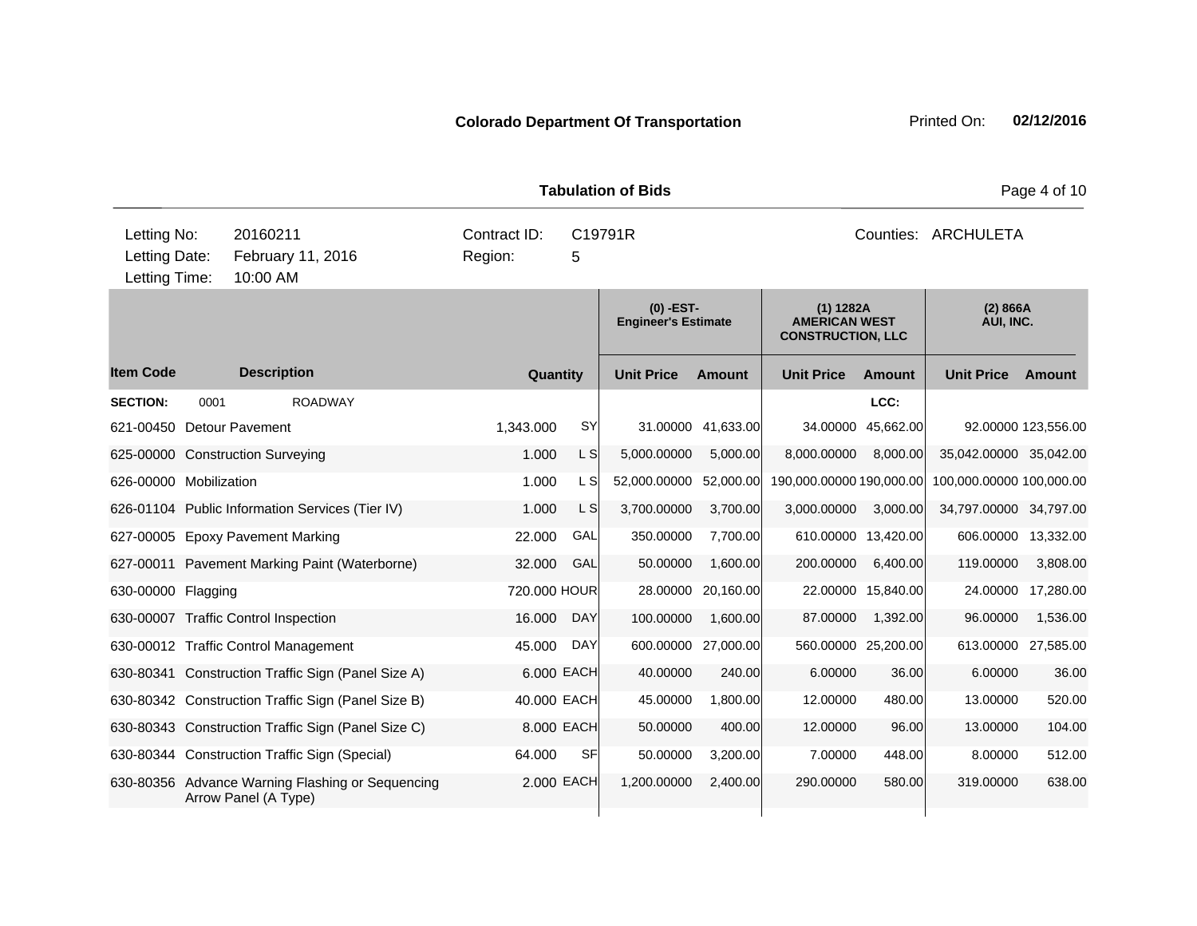**Colorado Department Of Transportation**

Printed On: **02/12/2016**

**Tabulation of Bids**

| | | | | | |
|---|---|---|---|---|---|
| Letting No: | 20160211 | Contract ID: | C19791R | Counties: | ARCHULETA |
| Letting Date: | February 11, 2016 | Region: | 5 | | |
| Letting Time: | 10:00 AM | | | | |

| | | | | (0) -EST- Engineer's Estimate | | (1) 1282A AMERICAN WEST CONSTRUCTION, LLC | | (2) 866A AUI, INC. | |
|---|---|---|---|---|---|---|---|---|---|
| **Item Code** | **Description** | **Quantity** | | **Unit Price** | **Amount** | **Unit Price** | **Amount** | **Unit Price** | **Amount** |
| **SECTION:** | 0001 ROADWAY | | | | | | LCC: | | |
| 621-00450 | Detour Pavement | 1,343.000 | SY | 31.00000 | 41,633.00 | 34.00000 | 45,662.00 | 92.00000 | 123,556.00 |
| 625-00000 | Construction Surveying | 1.000 | L S | 5,000.00000 | 5,000.00 | 8,000.00000 | 8,000.00 | 35,042.00000 | 35,042.00 |
| 626-00000 | Mobilization | 1.000 | L S | 52,000.00000 | 52,000.00 | 190,000.00000 | 190,000.00 | 100,000.00000 | 100,000.00 |
| 626-01104 | Public Information Services (Tier IV) | 1.000 | L S | 3,700.00000 | 3,700.00 | 3,000.00000 | 3,000.00 | 34,797.00000 | 34,797.00 |
| 627-00005 | Epoxy Pavement Marking | 22.000 | GAL | 350.00000 | 7,700.00 | 610.00000 | 13,420.00 | 606.00000 | 13,332.00 |
| 627-00011 | Pavement Marking Paint (Waterborne) | 32.000 | GAL | 50.00000 | 1,600.00 | 200.00000 | 6,400.00 | 119.00000 | 3,808.00 |
| 630-00000 | Flagging | 720.000 | HOUR | 28.00000 | 20,160.00 | 22.00000 | 15,840.00 | 24.00000 | 17,280.00 |
| 630-00007 | Traffic Control Inspection | 16.000 | DAY | 100.00000 | 1,600.00 | 87.00000 | 1,392.00 | 96.00000 | 1,536.00 |
| 630-00012 | Traffic Control Management | 45.000 | DAY | 600.00000 | 27,000.00 | 560.00000 | 25,200.00 | 613.00000 | 27,585.00 |
| 630-80341 | Construction Traffic Sign (Panel Size A) | 6.000 | EACH | 40.00000 | 240.00 | 6.00000 | 36.00 | 6.00000 | 36.00 |
| 630-80342 | Construction Traffic Sign (Panel Size B) | 40.000 | EACH | 45.00000 | 1,800.00 | 12.00000 | 480.00 | 13.00000 | 520.00 |
| 630-80343 | Construction Traffic Sign (Panel Size C) | 8.000 | EACH | 50.00000 | 400.00 | 12.00000 | 96.00 | 13.00000 | 104.00 |
| 630-80344 | Construction Traffic Sign (Special) | 64.000 | SF | 50.00000 | 3,200.00 | 7.00000 | 448.00 | 8.00000 | 512.00 |
| 630-80356 | Advance Warning Flashing or Sequencing Arrow Panel (A Type) | 2.000 | EACH | 1,200.00000 | 2,400.00 | 290.00000 | 580.00 | 319.00000 | 638.00 |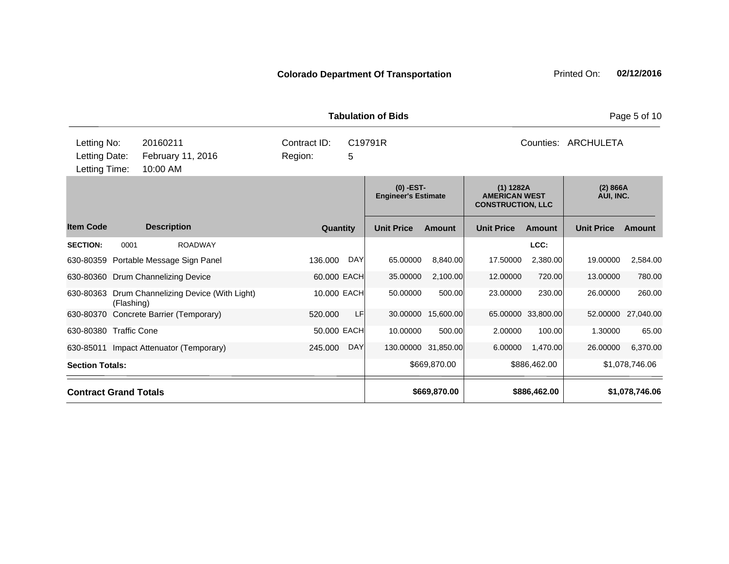**Colorado Department Of Transportation** Printed On: **02/12/2016**

**Tabulation of Bids**

| Letting No: | 20160211 | Contract ID: | C19791R | Counties: | ARCHULETA |
|---|---|---|---|---|---|
| Letting Date: | February 11, 2016 | Region: | 5 | | |
| Letting Time: | 10:00 AM | | | | |

| | | | | (0) -EST- Engineer's Estimate | | (1) 1282A AMERICAN WEST CONSTRUCTION, LLC | | (2) 866A AUI, INC. | |
|---|---|---|---|---|---|---|---|---|---|
| **Item Code** | **Description** | **Quantity** | | **Unit Price** | **Amount** | **Unit Price** | **Amount** | **Unit Price** | **Amount** |
| **SECTION:** | 0001 ROADWAY | | | | | | LCC: | | |
| 630-80359 | Portable Message Sign Panel | 136.000 | DAY | 65.00000 | 8,840.00 | 17.50000 | 2,380.00 | 19.00000 | 2,584.00 |
| 630-80360 | Drum Channelizing Device | 60.000 | EACH | 35.00000 | 2,100.00 | 12.00000 | 720.00 | 13.00000 | 780.00 |
| 630-80363 | Drum Channelizing Device (With Light) (Flashing) | 10.000 | EACH | 50.00000 | 500.00 | 23.00000 | 230.00 | 26.00000 | 260.00 |
| 630-80370 | Concrete Barrier (Temporary) | 520.000 | LF | 30.00000 | 15,600.00 | 65.00000 | 33,800.00 | 52.00000 | 27,040.00 |
| 630-80380 | Traffic Cone | 50.000 | EACH | 10.00000 | 500.00 | 2.00000 | 100.00 | 1.30000 | 65.00 |
| 630-85011 | Impact Attenuator (Temporary) | 245.000 | DAY | 130.00000 | 31,850.00 | 6.00000 | 1,470.00 | 26.00000 | 6,370.00 |
| **Section Totals:** | | | | | $669,870.00 | | $886,462.00 | | $1,078,746.06 |
| **Contract Grand Totals** | | | | | **$669,870.00** | | **$886,462.00** | | **$1,078,746.06** |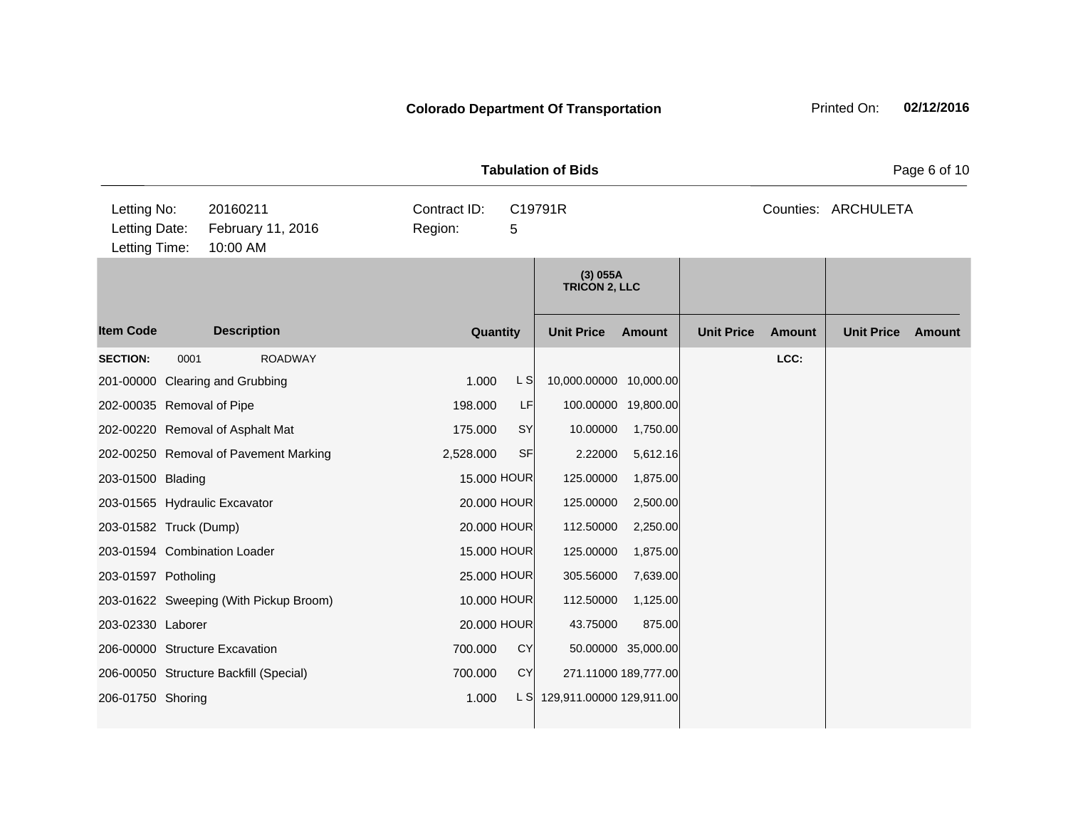**Colorado Department Of Transportation**

Printed On: **02/12/2016**

**Tabulation of Bids**

| | | | | | |
|---|---|---|---|---|---|
| Letting No: | 20160211 | Contract ID: | C19791R | Counties: | ARCHULETA |
| Letting Date: | February 11, 2016 | Region: | 5 | | |
| Letting Time: | 10:00 AM | | | | |

| Item Code | Description | Quantity | | (3) 055A TRICON 2, LLC | | | | | |
|---|---|---|---|---|---|---|---|---|---|
| | | | | Unit Price | Amount | Unit Price | Amount | Unit Price | Amount |
| **SECTION:** | 0001 ROADWAY | | | | | | LCC: | | |
| 201-00000 | Clearing and Grubbing | 1.000 | L S | 10,000.00000 | 10,000.00 | | | | |
| 202-00035 | Removal of Pipe | 198.000 | LF | 100.00000 | 19,800.00 | | | | |
| 202-00220 | Removal of Asphalt Mat | 175.000 | SY | 10.00000 | 1,750.00 | | | | |
| 202-00250 | Removal of Pavement Marking | 2,528.000 | SF | 2.22000 | 5,612.16 | | | | |
| 203-01500 | Blading | 15.000 | HOUR | 125.00000 | 1,875.00 | | | | |
| 203-01565 | Hydraulic Excavator | 20.000 | HOUR | 125.00000 | 2,500.00 | | | | |
| 203-01582 | Truck (Dump) | 20.000 | HOUR | 112.50000 | 2,250.00 | | | | |
| 203-01594 | Combination Loader | 15.000 | HOUR | 125.00000 | 1,875.00 | | | | |
| 203-01597 | Potholing | 25.000 | HOUR | 305.56000 | 7,639.00 | | | | |
| 203-01622 | Sweeping (With Pickup Broom) | 10.000 | HOUR | 112.50000 | 1,125.00 | | | | |
| 203-02330 | Laborer | 20.000 | HOUR | 43.75000 | 875.00 | | | | |
| 206-00000 | Structure Excavation | 700.000 | CY | 50.00000 | 35,000.00 | | | | |
| 206-00050 | Structure Backfill (Special) | 700.000 | CY | 271.11000 | 189,777.00 | | | | |
| 206-01750 | Shoring | 1.000 | L S | 129,911.00000 | 129,911.00 | | | | |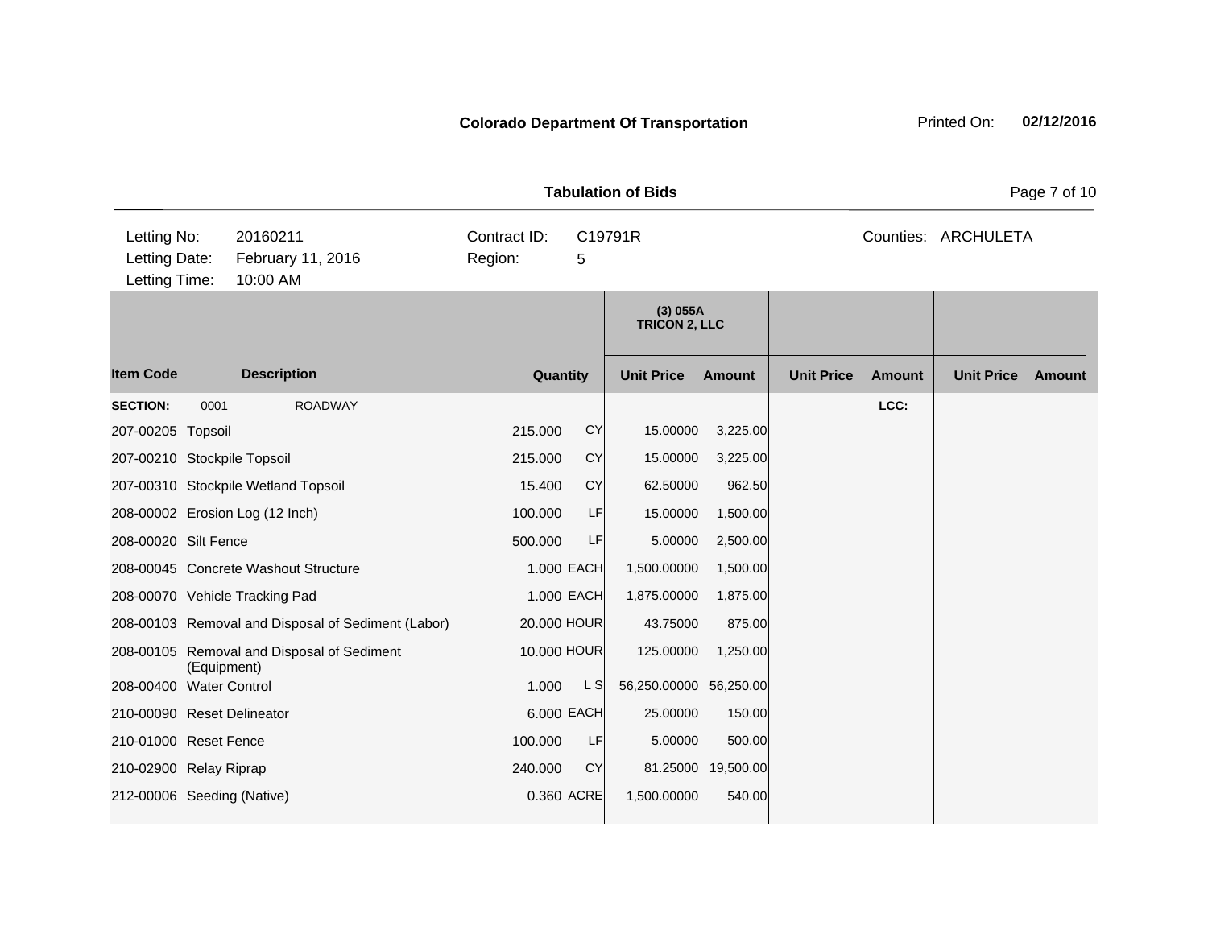**Colorado Department Of Transportation** Printed On: **02/12/2016**

**Tabulation of Bids**

| | | | | |
|---|---|---|---|---|
| Letting No: | 20160211 | Contract ID: | C19791R | Counties: ARCHULETA |
| Letting Date: | February 11, 2016 | Region: | 5 | |
| Letting Time: | 10:00 AM | | | |

| | | | | (3) 055A TRICON 2, LLC | | | | | |
|---|---|---|---|---|---|---|---|---|---|
| **Item Code** | **Description** | **Quantity** | | **Unit Price** | **Amount** | **Unit Price** | **Amount** | **Unit Price** | **Amount** |
| **SECTION:** | 0001 ROADWAY | | | | | | **LCC:** | | |
| 207-00205 | Topsoil | 215.000 | CY | 15.00000 | 3,225.00 | | | | |
| 207-00210 | Stockpile Topsoil | 215.000 | CY | 15.00000 | 3,225.00 | | | | |
| 207-00310 | Stockpile Wetland Topsoil | 15.400 | CY | 62.50000 | 962.50 | | | | |
| 208-00002 | Erosion Log (12 Inch) | 100.000 | LF | 15.00000 | 1,500.00 | | | | |
| 208-00020 | Silt Fence | 500.000 | LF | 5.00000 | 2,500.00 | | | | |
| 208-00045 | Concrete Washout Structure | 1.000 | EACH | 1,500.00000 | 1,500.00 | | | | |
| 208-00070 | Vehicle Tracking Pad | 1.000 | EACH | 1,875.00000 | 1,875.00 | | | | |
| 208-00103 | Removal and Disposal of Sediment (Labor) | 20.000 | HOUR | 43.75000 | 875.00 | | | | |
| 208-00105 | Removal and Disposal of Sediment (Equipment) | 10.000 | HOUR | 125.00000 | 1,250.00 | | | | |
| 208-00400 | Water Control | 1.000 | L S | 56,250.00000 | 56,250.00 | | | | |
| 210-00090 | Reset Delineator | 6.000 | EACH | 25.00000 | 150.00 | | | | |
| 210-01000 | Reset Fence | 100.000 | LF | 5.00000 | 500.00 | | | | |
| 210-02900 | Relay Riprap | 240.000 | CY | 81.25000 | 19,500.00 | | | | |
| 212-00006 | Seeding (Native) | 0.360 | ACRE | 1,500.00000 | 540.00 | | | | |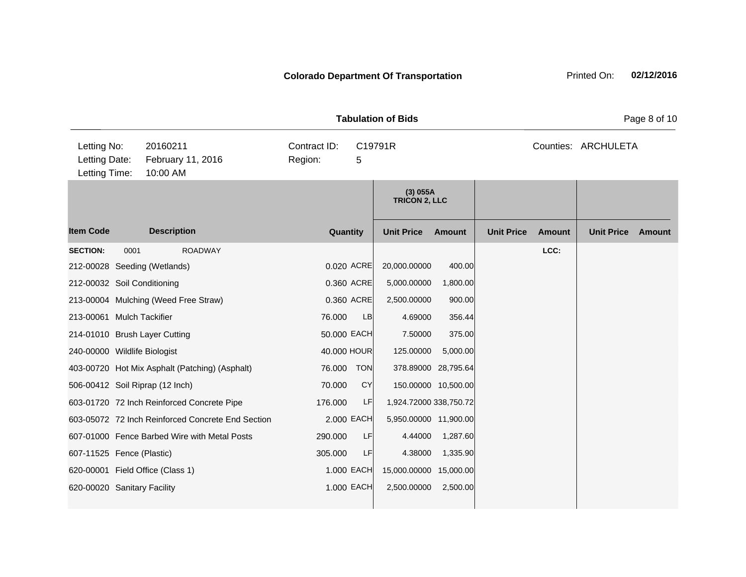**Colorado Department Of Transportation**

Printed On: **02/12/2016**

**Tabulation of Bids**

| | | | |
|---|---|---|---|
| Letting No: | 20160211 | Contract ID: | C19791R |
| Letting Date: | February 11, 2016 | Region: | 5 |
| Letting Time: | 10:00 AM | | |

Counties: ARCHULETA

| | | | | (3) 055A TRICON 2, LLC | | | | | |
|---|---|---|---|---|---|---|---|---|---|
| **Item Code** | **Description** | **Quantity** | | **Unit Price** | **Amount** | **Unit Price** | **Amount** | **Unit Price** | **Amount** |
| **SECTION:** | 0001 ROADWAY | | | | | | LCC: | | |
| 212-00028 | Seeding (Wetlands) | 0.020 | ACRE | 20,000.00000 | 400.00 | | | | |
| 212-00032 | Soil Conditioning | 0.360 | ACRE | 5,000.00000 | 1,800.00 | | | | |
| 213-00004 | Mulching (Weed Free Straw) | 0.360 | ACRE | 2,500.00000 | 900.00 | | | | |
| 213-00061 | Mulch Tackifier | 76.000 | LB | 4.69000 | 356.44 | | | | |
| 214-01010 | Brush Layer Cutting | 50.000 | EACH | 7.50000 | 375.00 | | | | |
| 240-00000 | Wildlife Biologist | 40.000 | HOUR | 125.00000 | 5,000.00 | | | | |
| 403-00720 | Hot Mix Asphalt (Patching) (Asphalt) | 76.000 | TON | 378.89000 | 28,795.64 | | | | |
| 506-00412 | Soil Riprap (12 Inch) | 70.000 | CY | 150.00000 | 10,500.00 | | | | |
| 603-01720 | 72 Inch Reinforced Concrete Pipe | 176.000 | LF | 1,924.72000 | 338,750.72 | | | | |
| 603-05072 | 72 Inch Reinforced Concrete End Section | 2.000 | EACH | 5,950.00000 | 11,900.00 | | | | |
| 607-01000 | Fence Barbed Wire with Metal Posts | 290.000 | LF | 4.44000 | 1,287.60 | | | | |
| 607-11525 | Fence (Plastic) | 305.000 | LF | 4.38000 | 1,335.90 | | | | |
| 620-00001 | Field Office (Class 1) | 1.000 | EACH | 15,000.00000 | 15,000.00 | | | | |
| 620-00020 | Sanitary Facility | 1.000 | EACH | 2,500.00000 | 2,500.00 | | | | |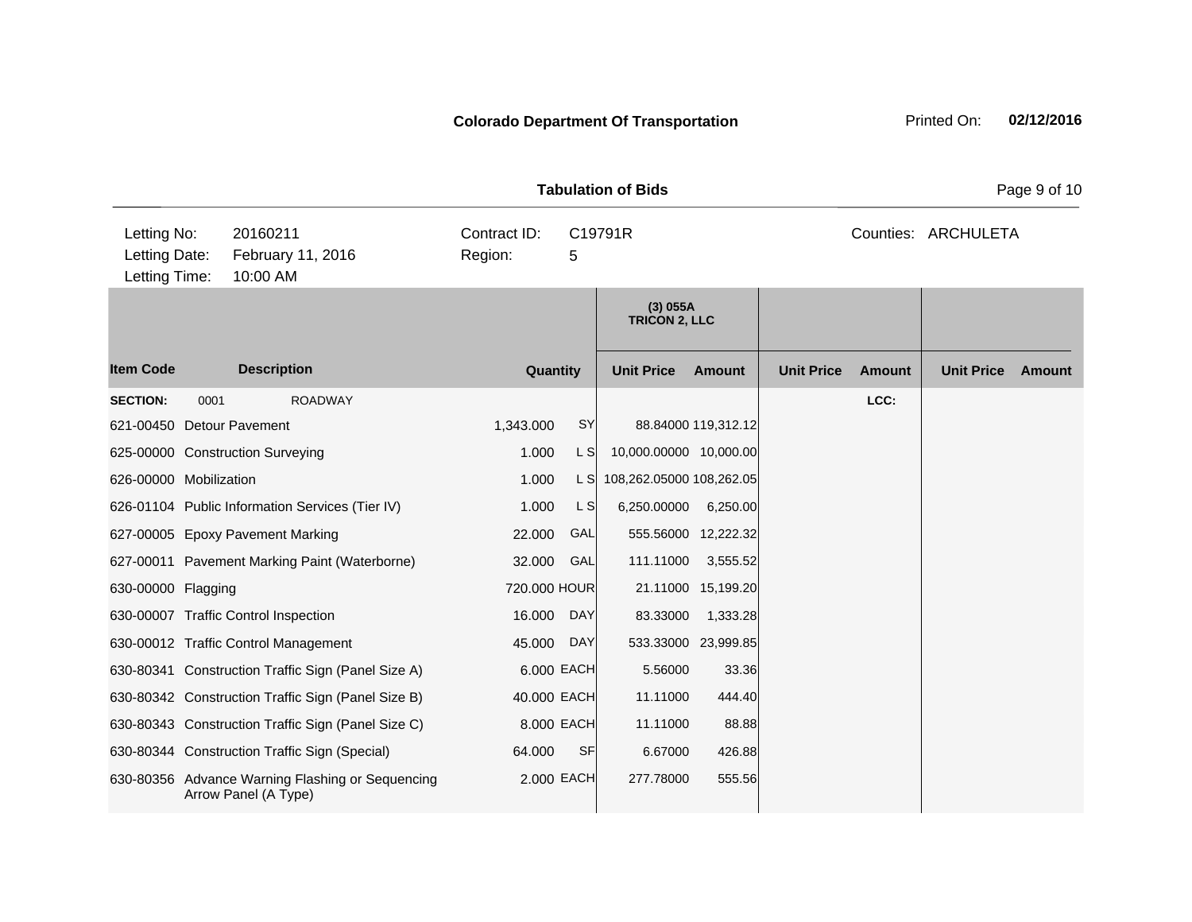**Colorado Department Of Transportation**

Printed On: **02/12/2016**

**Tabulation of Bids**

| | | | |
|---|---|---|---|
| Letting No: | 20160211 | Contract ID: | C19791R |
| Letting Date: | February 11, 2016 | Region: | 5 |
| Letting Time: | 10:00 AM | | |

Counties: ARCHULETA

| | | | | (3) 055A TRICON 2, LLC | | | | | |
|---|---|---|---|---|---|---|---|---|---|
| **Item Code** | **Description** | **Quantity** | | **Unit Price** | **Amount** | **Unit Price** | **Amount** | **Unit Price** | **Amount** |
| **SECTION:** | 0001 ROADWAY | | | | | | LCC: | | |
| 621-00450 | Detour Pavement | 1,343.000 | SY | 88.84000 | 119,312.12 | | | | |
| 625-00000 | Construction Surveying | 1.000 | L S | 10,000.00000 | 10,000.00 | | | | |
| 626-00000 | Mobilization | 1.000 | L S | 108,262.05000 | 108,262.05 | | | | |
| 626-01104 | Public Information Services (Tier IV) | 1.000 | L S | 6,250.00000 | 6,250.00 | | | | |
| 627-00005 | Epoxy Pavement Marking | 22.000 | GAL | 555.56000 | 12,222.32 | | | | |
| 627-00011 | Pavement Marking Paint (Waterborne) | 32.000 | GAL | 111.11000 | 3,555.52 | | | | |
| 630-00000 | Flagging | 720.000 | HOUR | 21.11000 | 15,199.20 | | | | |
| 630-00007 | Traffic Control Inspection | 16.000 | DAY | 83.33000 | 1,333.28 | | | | |
| 630-00012 | Traffic Control Management | 45.000 | DAY | 533.33000 | 23,999.85 | | | | |
| 630-80341 | Construction Traffic Sign (Panel Size A) | 6.000 | EACH | 5.56000 | 33.36 | | | | |
| 630-80342 | Construction Traffic Sign (Panel Size B) | 40.000 | EACH | 11.11000 | 444.40 | | | | |
| 630-80343 | Construction Traffic Sign (Panel Size C) | 8.000 | EACH | 11.11000 | 88.88 | | | | |
| 630-80344 | Construction Traffic Sign (Special) | 64.000 | SF | 6.67000 | 426.88 | | | | |
| 630-80356 | Advance Warning Flashing or Sequencing Arrow Panel (A Type) | 2.000 | EACH | 277.78000 | 555.56 | | | | |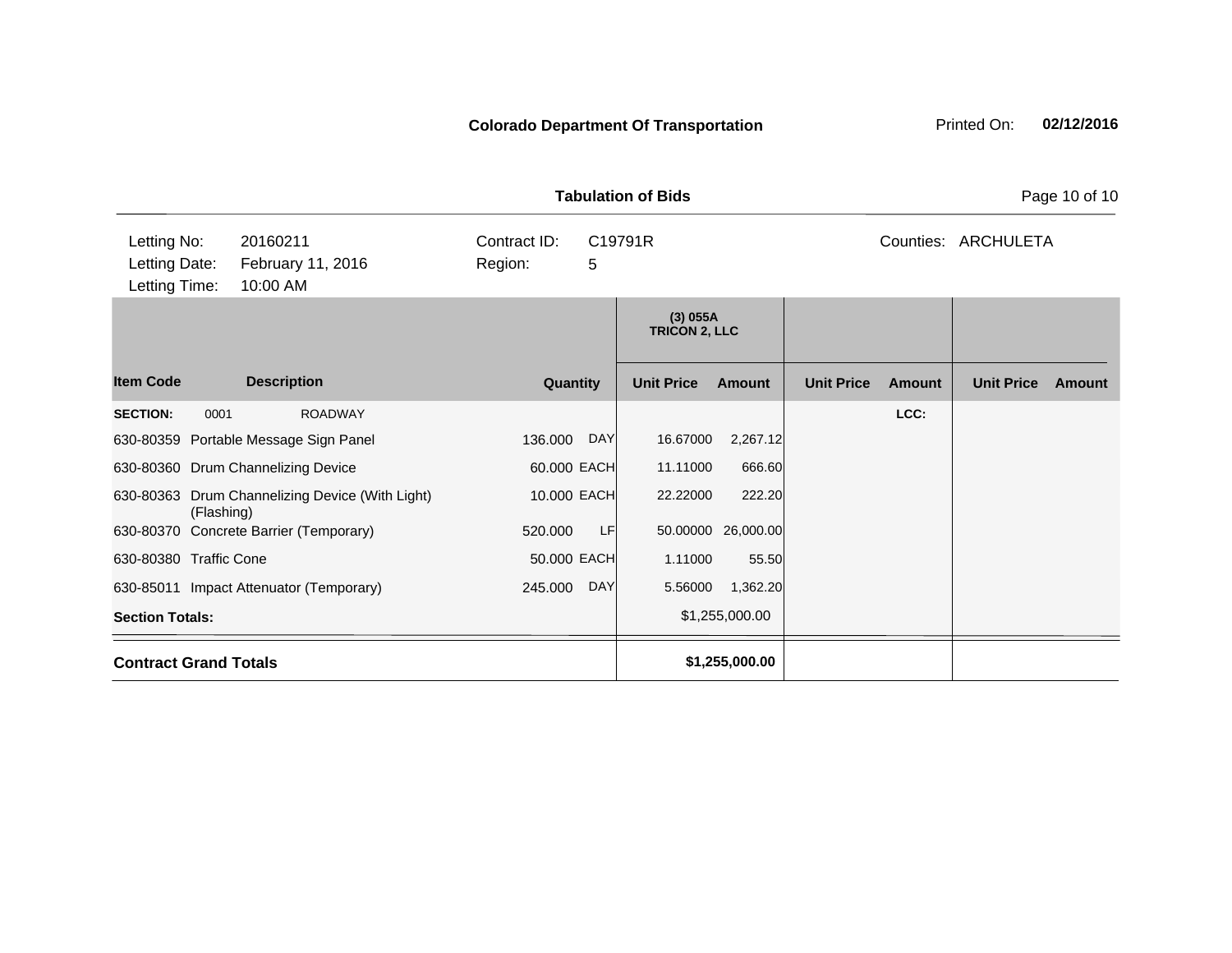**Colorado Department Of Transportation**

Printed On: **02/12/2016**

**Tabulation of Bids**

| Letting No: | 20160211 | Contract ID: | C19791R | Counties: | ARCHULETA |
|---|---|---|---|---|---|
| Letting Date: | February 11, 2016 | Region: | 5 | | |
| Letting Time: | 10:00 AM | | | | |

| | | | | (3) 055A TRICON 2, LLC | | | | | |
|---|---|---|---|---|---|---|---|---|---|
| **Item Code** | **Description** | **Quantity** | | **Unit Price** | **Amount** | **Unit Price** | **Amount** | **Unit Price** | **Amount** |
| **SECTION:** 0001 | ROADWAY | | | | | | **LCC:** | | |
| 630-80359 | Portable Message Sign Panel | 136.000 | DAY | 16.67000 | 2,267.12 | | | | |
| 630-80360 | Drum Channelizing Device | 60.000 | EACH | 11.11000 | 666.60 | | | | |
| 630-80363 | Drum Channelizing Device (With Light) (Flashing) | 10.000 | EACH | 22.22000 | 222.20 | | | | |
| 630-80370 | Concrete Barrier (Temporary) | 520.000 | LF | 50.00000 | 26,000.00 | | | | |
| 630-80380 | Traffic Cone | 50.000 | EACH | 1.11000 | 55.50 | | | | |
| 630-85011 | Impact Attenuator (Temporary) | 245.000 | DAY | 5.56000 | 1,362.20 | | | | |
| **Section Totals:** | | | | | $1,255,000.00 | | | | |
| **Contract Grand Totals** | | | | | **$1,255,000.00** | | | | |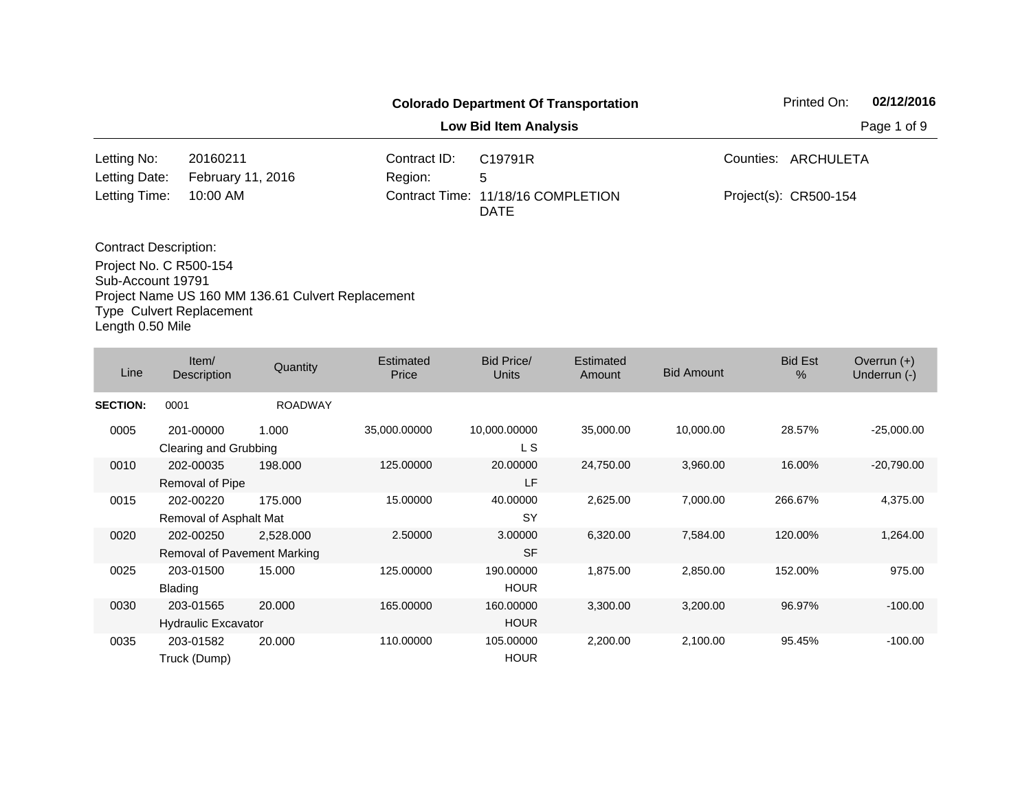**Colorado Department Of Transportation**

**Low Bid Item Analysis**

Printed On: **02/12/2016**

| | | | | | |
|---|---|---|---|---|---|
| Letting No: | 20160211 | Contract ID: | C19791R | Counties: | ARCHULETA |
| Letting Date: | February 11, 2016 | Region: | 5 | | |
| Letting Time: | 10:00 AM | Contract Time: | 11/18/16 COMPLETION DATE | Project(s): | CR500-154 |

Contract Description:
Project No. C R500-154
Sub-Account 19791
Project Name US 160 MM 136.61 Culvert Replacement
Type Culvert Replacement
Length 0.50 Mile

| Line | Item/ Description | Quantity | Estimated Price | Bid Price/ Units | Estimated Amount | Bid Amount | Bid Est % | Overrun (+) Underrun (-) |
|---|---|---|---|---|---|---|---|---|
| **SECTION:** | 0001 | ROADWAY | | | | | | |
| 0005 | 201-00000 Clearing and Grubbing | 1.000 | 35,000.00000 | 10,000.00000 L S | 35,000.00 | 10,000.00 | 28.57% | -25,000.00 |
| 0010 | 202-00035 Removal of Pipe | 198.000 | 125.00000 | 20.00000 LF | 24,750.00 | 3,960.00 | 16.00% | -20,790.00 |
| 0015 | 202-00220 Removal of Asphalt Mat | 175.000 | 15.00000 | 40.00000 SY | 2,625.00 | 7,000.00 | 266.67% | 4,375.00 |
| 0020 | 202-00250 Removal of Pavement Marking | 2,528.000 | 2.50000 | 3.00000 SF | 6,320.00 | 7,584.00 | 120.00% | 1,264.00 |
| 0025 | 203-01500 Blading | 15.000 | 125.00000 | 190.00000 HOUR | 1,875.00 | 2,850.00 | 152.00% | 975.00 |
| 0030 | 203-01565 Hydraulic Excavator | 20.000 | 165.00000 | 160.00000 HOUR | 3,300.00 | 3,200.00 | 96.97% | -100.00 |
| 0035 | 203-01582 Truck (Dump) | 20.000 | 110.00000 | 105.00000 HOUR | 2,200.00 | 2,100.00 | 95.45% | -100.00 |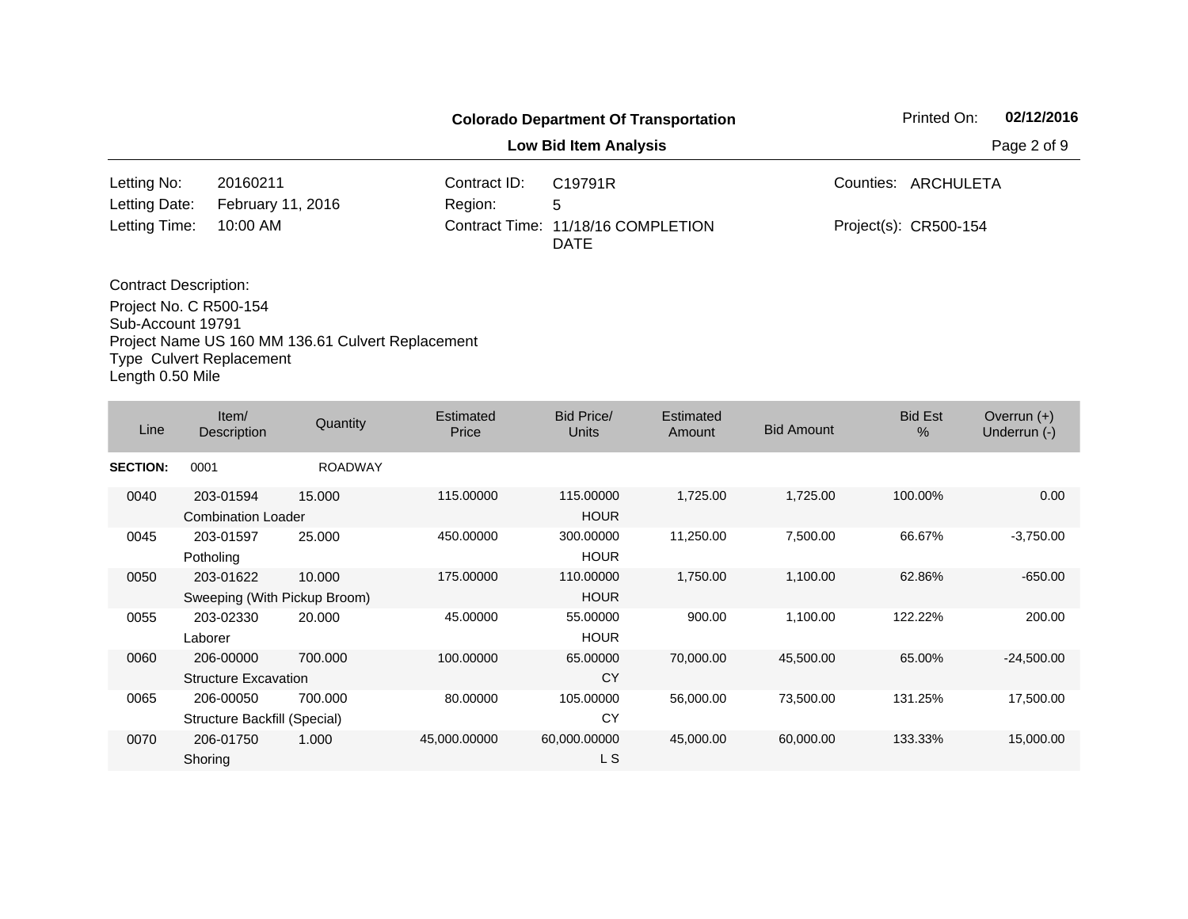**Colorado Department Of Transportation**

**Low Bid Item Analysis**

| | | | | | |
|---|---|---|---|---|---|
| Letting No: | 20160211 | Contract ID: | C19791R | Counties: | ARCHULETA |
| Letting Date: | February 11, 2016 | Region: | 5 | | |
| Letting Time: | 10:00 AM | Contract Time: | 11/18/16 COMPLETION DATE | Project(s): | CR500-154 |

Contract Description:
Project No. C R500-154
Sub-Account 19791
Project Name US 160 MM 136.61 Culvert Replacement
Type Culvert Replacement
Length 0.50 Mile

| Line | Item/ Description | Quantity | Estimated Price | Bid Price/ Units | Estimated Amount | Bid Amount | Bid Est % | Overrun (+) Underrun (-) |
|---|---|---|---|---|---|---|---|---|
| **SECTION:** | 0001 | ROADWAY | | | | | | |
| 0040 | 203-01594 Combination Loader | 15.000 | 115.00000 | 115.00000 HOUR | 1,725.00 | 1,725.00 | 100.00% | 0.00 |
| 0045 | 203-01597 Potholing | 25.000 | 450.00000 | 300.00000 HOUR | 11,250.00 | 7,500.00 | 66.67% | -3,750.00 |
| 0050 | 203-01622 Sweeping (With Pickup Broom) | 10.000 | 175.00000 | 110.00000 HOUR | 1,750.00 | 1,100.00 | 62.86% | -650.00 |
| 0055 | 203-02330 Laborer | 20.000 | 45.00000 | 55.00000 HOUR | 900.00 | 1,100.00 | 122.22% | 200.00 |
| 0060 | 206-00000 Structure Excavation | 700.000 | 100.00000 | 65.00000 CY | 70,000.00 | 45,500.00 | 65.00% | -24,500.00 |
| 0065 | 206-00050 Structure Backfill (Special) | 700.000 | 80.00000 | 105.00000 CY | 56,000.00 | 73,500.00 | 131.25% | 17,500.00 |
| 0070 | 206-01750 Shoring | 1.000 | 45,000.00000 | 60,000.00000 L S | 45,000.00 | 60,000.00 | 133.33% | 15,000.00 |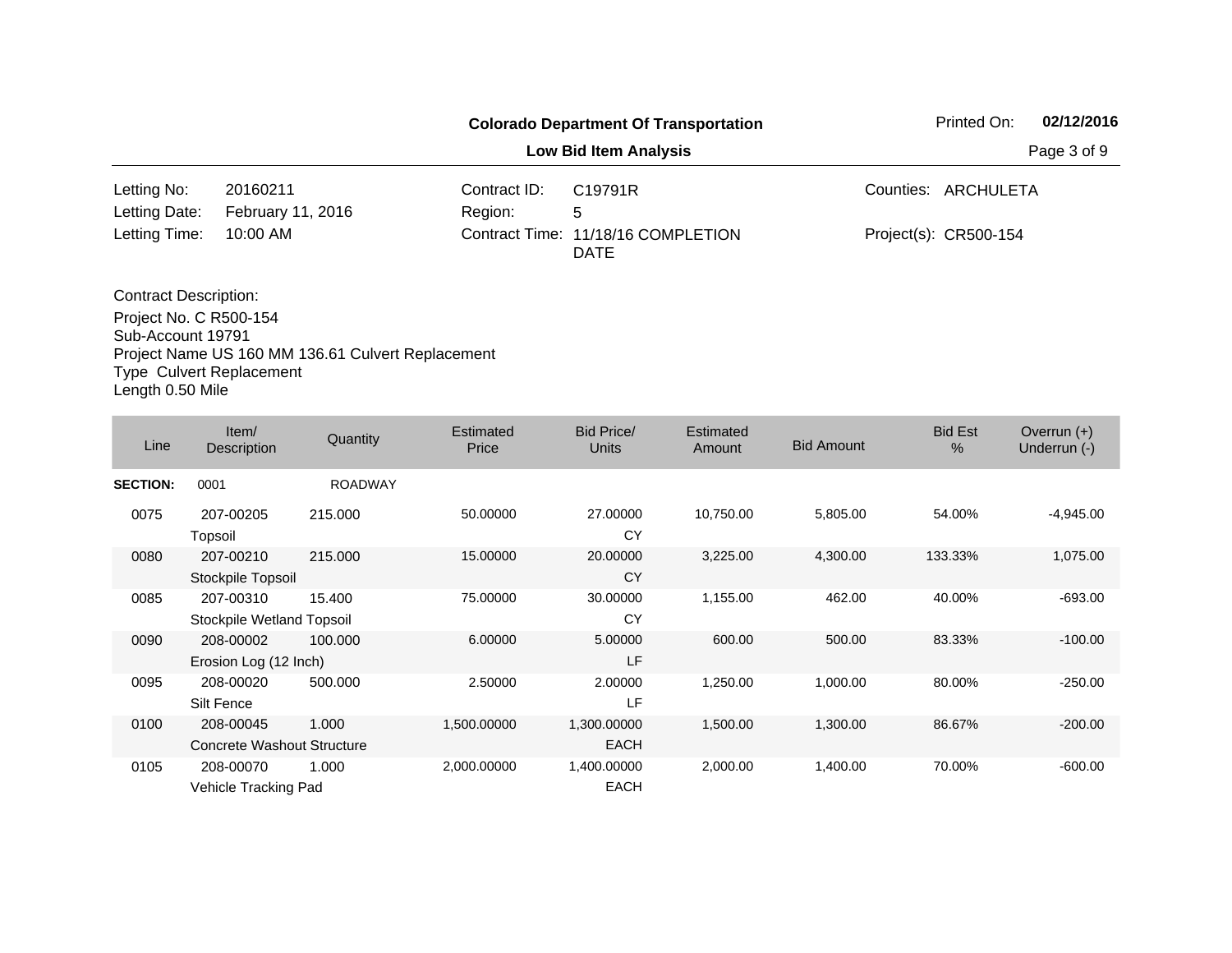**Colorado Department Of Transportation**

**Low Bid Item Analysis**

| | | | | | |
|---|---|---|---|---|---|
| Letting No: | 20160211 | Contract ID: | C19791R | Counties: | ARCHULETA |
| Letting Date: | February 11, 2016 | Region: | 5 | | |
| Letting Time: | 10:00 AM | Contract Time: | 11/18/16 COMPLETION DATE | Project(s): | CR500-154 |

Contract Description:
Project No. C R500-154
Sub-Account 19791
Project Name US 160 MM 136.61 Culvert Replacement
Type Culvert Replacement
Length 0.50 Mile

| Line | Item/ Description | Quantity | Estimated Price | Bid Price/ Units | Estimated Amount | Bid Amount | Bid Est % | Overrun (+) Underrun (-) |
|---|---|---|---|---|---|---|---|---|
| **SECTION:** | 0001 | ROADWAY | | | | | | |
| 0075 | 207-00205 Topsoil | 215.000 | 50.00000 | 27.00000 CY | 10,750.00 | 5,805.00 | 54.00% | -4,945.00 |
| 0080 | 207-00210 Stockpile Topsoil | 215.000 | 15.00000 | 20.00000 CY | 3,225.00 | 4,300.00 | 133.33% | 1,075.00 |
| 0085 | 207-00310 Stockpile Wetland Topsoil | 15.400 | 75.00000 | 30.00000 CY | 1,155.00 | 462.00 | 40.00% | -693.00 |
| 0090 | 208-00002 Erosion Log (12 Inch) | 100.000 | 6.00000 | 5.00000 LF | 600.00 | 500.00 | 83.33% | -100.00 |
| 0095 | 208-00020 Silt Fence | 500.000 | 2.50000 | 2.00000 LF | 1,250.00 | 1,000.00 | 80.00% | -250.00 |
| 0100 | 208-00045 Concrete Washout Structure | 1.000 | 1,500.00000 | 1,300.00000 EACH | 1,500.00 | 1,300.00 | 86.67% | -200.00 |
| 0105 | 208-00070 Vehicle Tracking Pad | 1.000 | 2,000.00000 | 1,400.00000 EACH | 2,000.00 | 1,400.00 | 70.00% | -600.00 |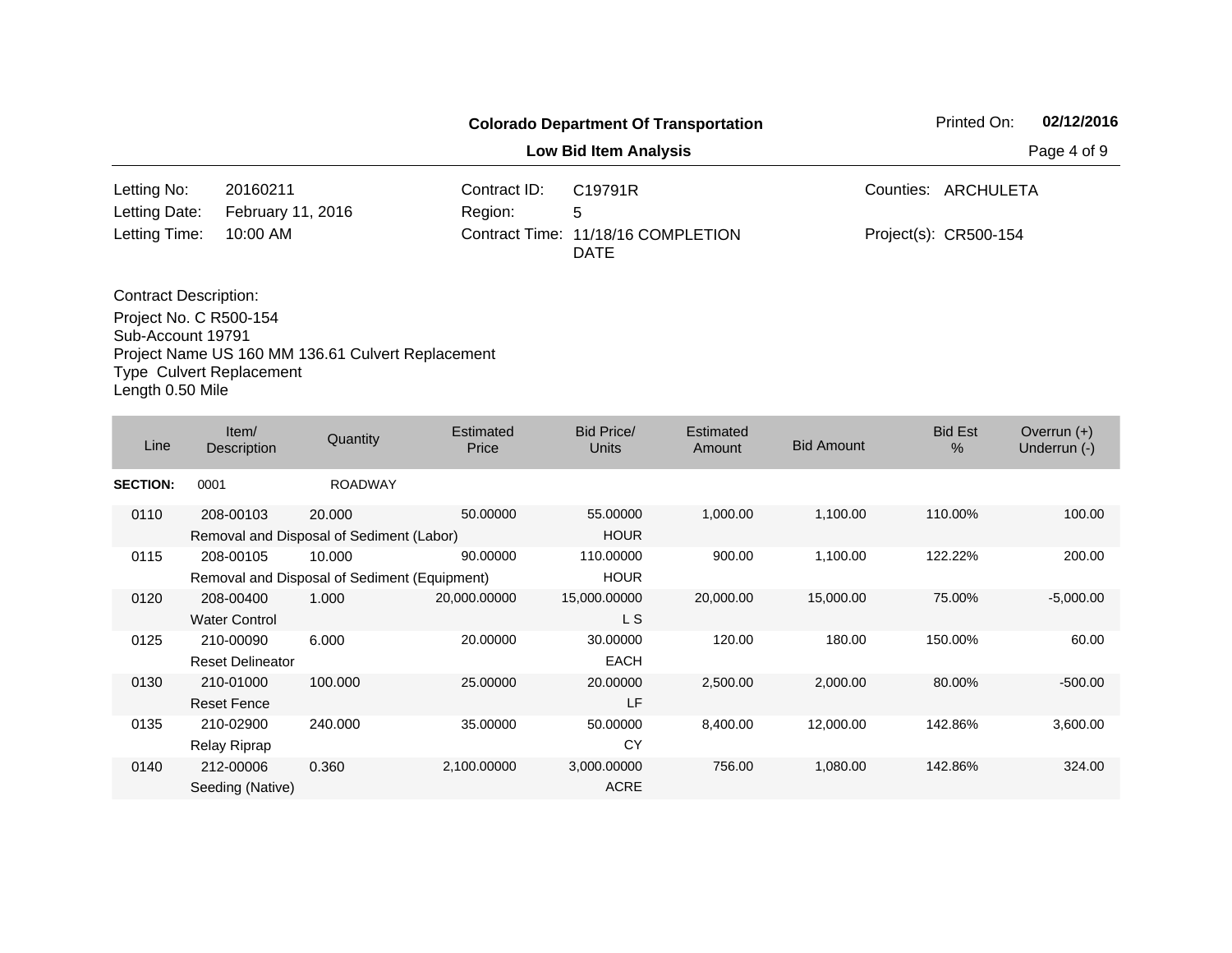**Colorado Department Of Transportation**

**Low Bid Item Analysis**

Printed On: **02/12/2016**

| | | | | | |
|---|---|---|---|---|---|
| Letting No: | 20160211 | Contract ID: | C19791R | Counties: | ARCHULETA |
| Letting Date: | February 11, 2016 | Region: | 5 | | |
| Letting Time: | 10:00 AM | Contract Time: | 11/18/16 COMPLETION DATE | Project(s): | CR500-154 |

Contract Description:
Project No. C R500-154
Sub-Account 19791
Project Name US 160 MM 136.61 Culvert Replacement
Type Culvert Replacement
Length 0.50 Mile

| Line | Item/ Description | Quantity | Estimated Price | Bid Price/ Units | Estimated Amount | Bid Amount | Bid Est % | Overrun (+) Underrun (-) |
|---|---|---|---|---|---|---|---|---|
| **SECTION:** | 0001 | ROADWAY | | | | | | |
| 0110 | 208-00103 Removal and Disposal of Sediment (Labor) | 20.000 | 50.00000 | 55.00000 HOUR | 1,000.00 | 1,100.00 | 110.00% | 100.00 |
| 0115 | 208-00105 Removal and Disposal of Sediment (Equipment) | 10.000 | 90.00000 | 110.00000 HOUR | 900.00 | 1,100.00 | 122.22% | 200.00 |
| 0120 | 208-00400 Water Control | 1.000 | 20,000.00000 | 15,000.00000 L S | 20,000.00 | 15,000.00 | 75.00% | -5,000.00 |
| 0125 | 210-00090 Reset Delineator | 6.000 | 20.00000 | 30.00000 EACH | 120.00 | 180.00 | 150.00% | 60.00 |
| 0130 | 210-01000 Reset Fence | 100.000 | 25.00000 | 20.00000 LF | 2,500.00 | 2,000.00 | 80.00% | -500.00 |
| 0135 | 210-02900 Relay Riprap | 240.000 | 35.00000 | 50.00000 CY | 8,400.00 | 12,000.00 | 142.86% | 3,600.00 |
| 0140 | 212-00006 Seeding (Native) | 0.360 | 2,100.00000 | 3,000.00000 ACRE | 756.00 | 1,080.00 | 142.86% | 324.00 |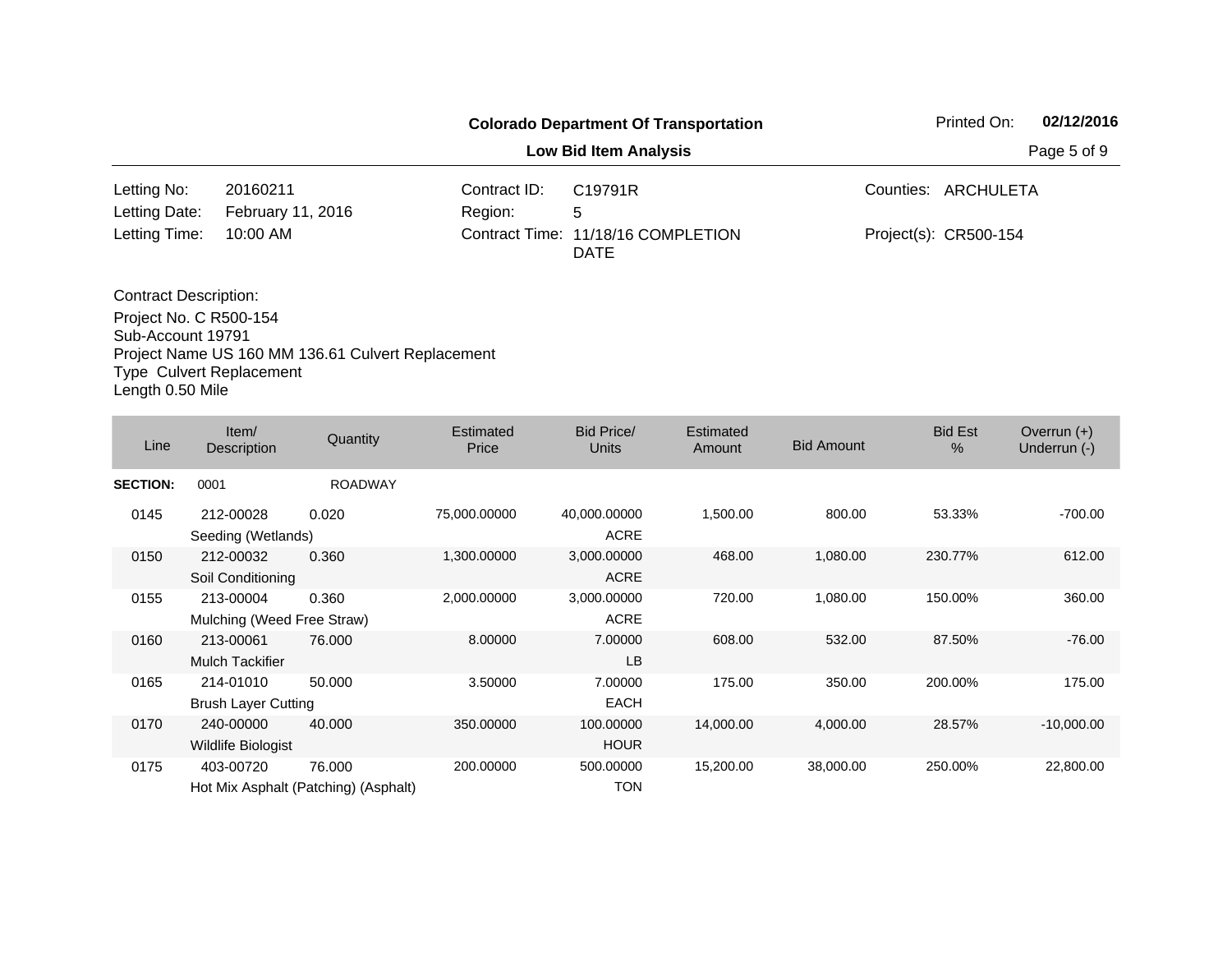**Colorado Department Of Transportation**

**Low Bid Item Analysis**

Printed On: **02/12/2016**

| | | | | | |
|---|---|---|---|---|---|
| Letting No: | 20160211 | Contract ID: | C19791R | Counties: | ARCHULETA |
| Letting Date: | February 11, 2016 | Region: | 5 | | |
| Letting Time: | 10:00 AM | Contract Time: | 11/18/16 COMPLETION DATE | Project(s): | CR500-154 |

Contract Description:
Project No. C R500-154
Sub-Account 19791
Project Name US 160 MM 136.61 Culvert Replacement
Type Culvert Replacement
Length 0.50 Mile

| Line | Item/ Description | Quantity | Estimated Price | Bid Price/ Units | Estimated Amount | Bid Amount | Bid Est % | Overrun (+) Underrun (-) |
|---|---|---|---|---|---|---|---|---|
| **SECTION:** | 0001 | ROADWAY | | | | | | |
| 0145 | 212-00028 Seeding (Wetlands) | 0.020 | 75,000.00000 | 40,000.00000 ACRE | 1,500.00 | 800.00 | 53.33% | -700.00 |
| 0150 | 212-00032 Soil Conditioning | 0.360 | 1,300.00000 | 3,000.00000 ACRE | 468.00 | 1,080.00 | 230.77% | 612.00 |
| 0155 | 213-00004 Mulching (Weed Free Straw) | 0.360 | 2,000.00000 | 3,000.00000 ACRE | 720.00 | 1,080.00 | 150.00% | 360.00 |
| 0160 | 213-00061 Mulch Tackifier | 76.000 | 8.00000 | 7.00000 LB | 608.00 | 532.00 | 87.50% | -76.00 |
| 0165 | 214-01010 Brush Layer Cutting | 50.000 | 3.50000 | 7.00000 EACH | 175.00 | 350.00 | 200.00% | 175.00 |
| 0170 | 240-00000 Wildlife Biologist | 40.000 | 350.00000 | 100.00000 HOUR | 14,000.00 | 4,000.00 | 28.57% | -10,000.00 |
| 0175 | 403-00720 Hot Mix Asphalt (Patching) (Asphalt) | 76.000 | 200.00000 | 500.00000 TON | 15,200.00 | 38,000.00 | 250.00% | 22,800.00 |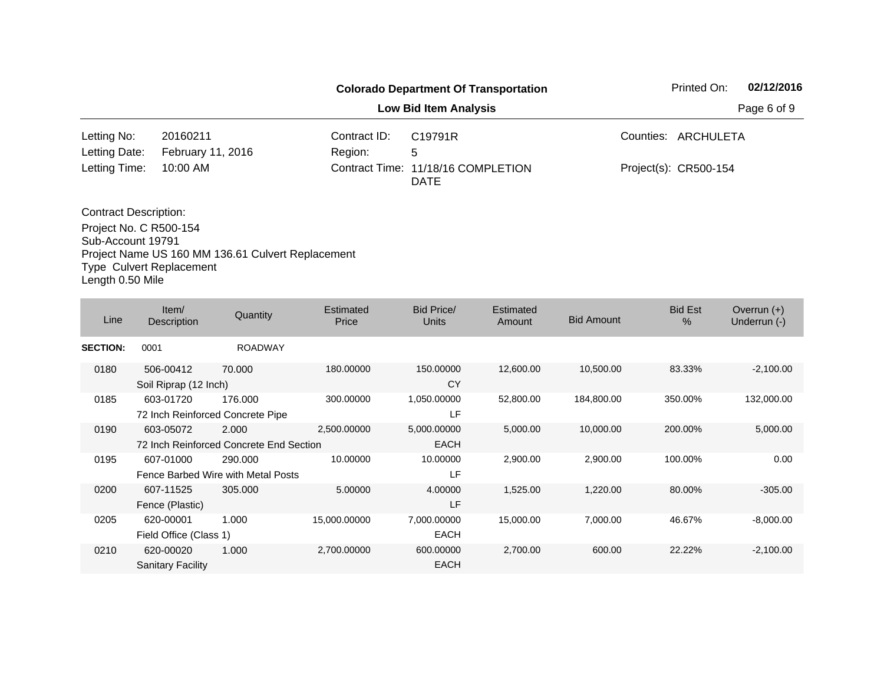**Colorado Department Of Transportation**

**Low Bid Item Analysis**

| | | | | | |
|---|---|---|---|---|---|
| Letting No: | 20160211 | Contract ID: | C19791R | Counties: | ARCHULETA |
| Letting Date: | February 11, 2016 | Region: | 5 | | |
| Letting Time: | 10:00 AM | Contract Time: | 11/18/16 COMPLETION DATE | Project(s): | CR500-154 |

Contract Description:
Project No. C R500-154
Sub-Account 19791
Project Name US 160 MM 136.61 Culvert Replacement
Type Culvert Replacement
Length 0.50 Mile

| Line | Item/ Description | Quantity | Estimated Price | Bid Price/ Units | Estimated Amount | Bid Amount | Bid Est % | Overrun (+) Underrun (-) |
|---|---|---|---|---|---|---|---|---|
| **SECTION:** | 0001 | ROADWAY | | | | | | |
| 0180 | 506-00412 Soil Riprap (12 Inch) | 70.000 | 180.00000 | 150.00000 CY | 12,600.00 | 10,500.00 | 83.33% | -2,100.00 |
| 0185 | 603-01720 72 Inch Reinforced Concrete Pipe | 176.000 | 300.00000 | 1,050.00000 LF | 52,800.00 | 184,800.00 | 350.00% | 132,000.00 |
| 0190 | 603-05072 72 Inch Reinforced Concrete End Section | 2.000 | 2,500.00000 | 5,000.00000 EACH | 5,000.00 | 10,000.00 | 200.00% | 5,000.00 |
| 0195 | 607-01000 Fence Barbed Wire with Metal Posts | 290.000 | 10.00000 | 10.00000 LF | 2,900.00 | 2,900.00 | 100.00% | 0.00 |
| 0200 | 607-11525 Fence (Plastic) | 305.000 | 5.00000 | 4.00000 LF | 1,525.00 | 1,220.00 | 80.00% | -305.00 |
| 0205 | 620-00001 Field Office (Class 1) | 1.000 | 15,000.00000 | 7,000.00000 EACH | 15,000.00 | 7,000.00 | 46.67% | -8,000.00 |
| 0210 | 620-00020 Sanitary Facility | 1.000 | 2,700.00000 | 600.00000 EACH | 2,700.00 | 600.00 | 22.22% | -2,100.00 |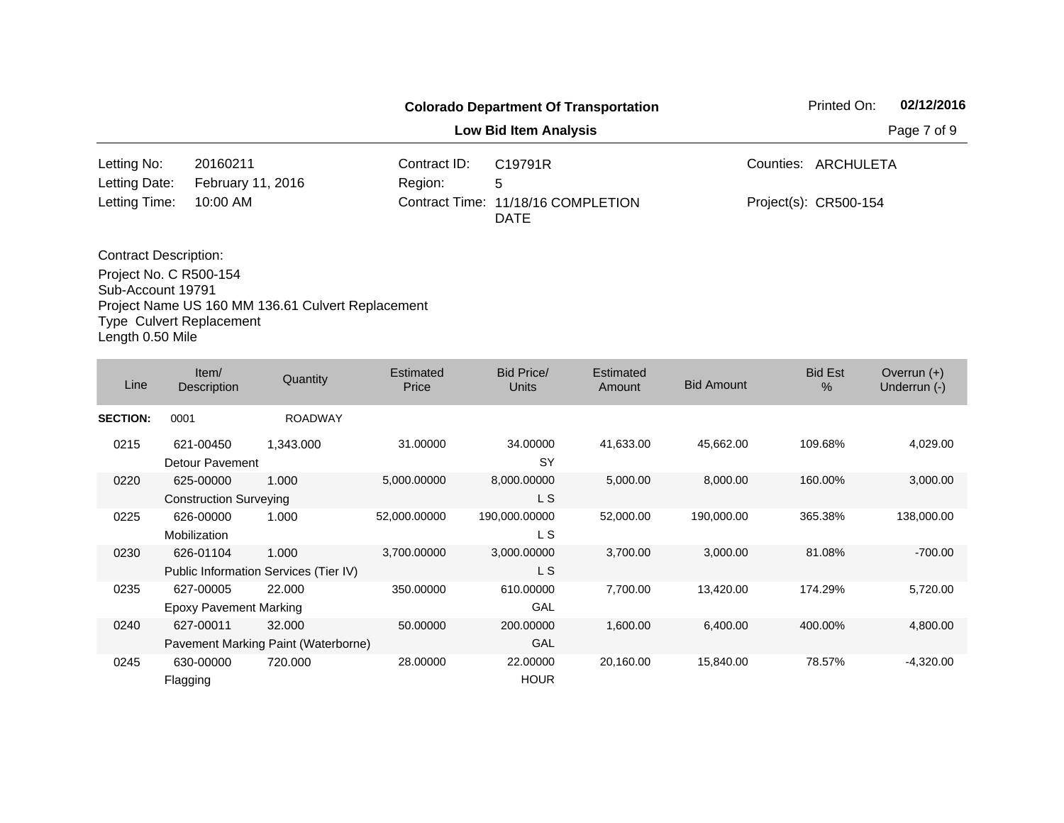**Colorado Department Of Transportation**

**Low Bid Item Analysis**

Printed On: **02/12/2016**

| | | | | | |
|---|---|---|---|---|---|
| Letting No: | 20160211 | Contract ID: | C19791R | Counties: | ARCHULETA |
| Letting Date: | February 11, 2016 | Region: | 5 | | |
| Letting Time: | 10:00 AM | Contract Time: | 11/18/16 COMPLETION DATE | Project(s): | CR500-154 |

Contract Description:
Project No. C R500-154
Sub-Account 19791
Project Name US 160 MM 136.61 Culvert Replacement
Type Culvert Replacement
Length 0.50 Mile

| Line | Item/ Description | Quantity | Estimated Price | Bid Price/ Units | Estimated Amount | Bid Amount | Bid Est % | Overrun (+) Underrun (-) |
|---|---|---|---|---|---|---|---|---|
| **SECTION:** | 0001 | ROADWAY | | | | | | |
| 0215 | 621-00450 Detour Pavement | 1,343.000 | 31.00000 | 34.00000 SY | 41,633.00 | 45,662.00 | 109.68% | 4,029.00 |
| 0220 | 625-00000 Construction Surveying | 1.000 | 5,000.00000 | 8,000.00000 L S | 5,000.00 | 8,000.00 | 160.00% | 3,000.00 |
| 0225 | 626-00000 Mobilization | 1.000 | 52,000.00000 | 190,000.00000 L S | 52,000.00 | 190,000.00 | 365.38% | 138,000.00 |
| 0230 | 626-01104 Public Information Services (Tier IV) | 1.000 | 3,700.00000 | 3,000.00000 L S | 3,700.00 | 3,000.00 | 81.08% | -700.00 |
| 0235 | 627-00005 Epoxy Pavement Marking | 22.000 | 350.00000 | 610.00000 GAL | 7,700.00 | 13,420.00 | 174.29% | 5,720.00 |
| 0240 | 627-00011 Pavement Marking Paint (Waterborne) | 32.000 | 50.00000 | 200.00000 GAL | 1,600.00 | 6,400.00 | 400.00% | 4,800.00 |
| 0245 | 630-00000 Flagging | 720.000 | 28.00000 | 22.00000 HOUR | 20,160.00 | 15,840.00 | 78.57% | -4,320.00 |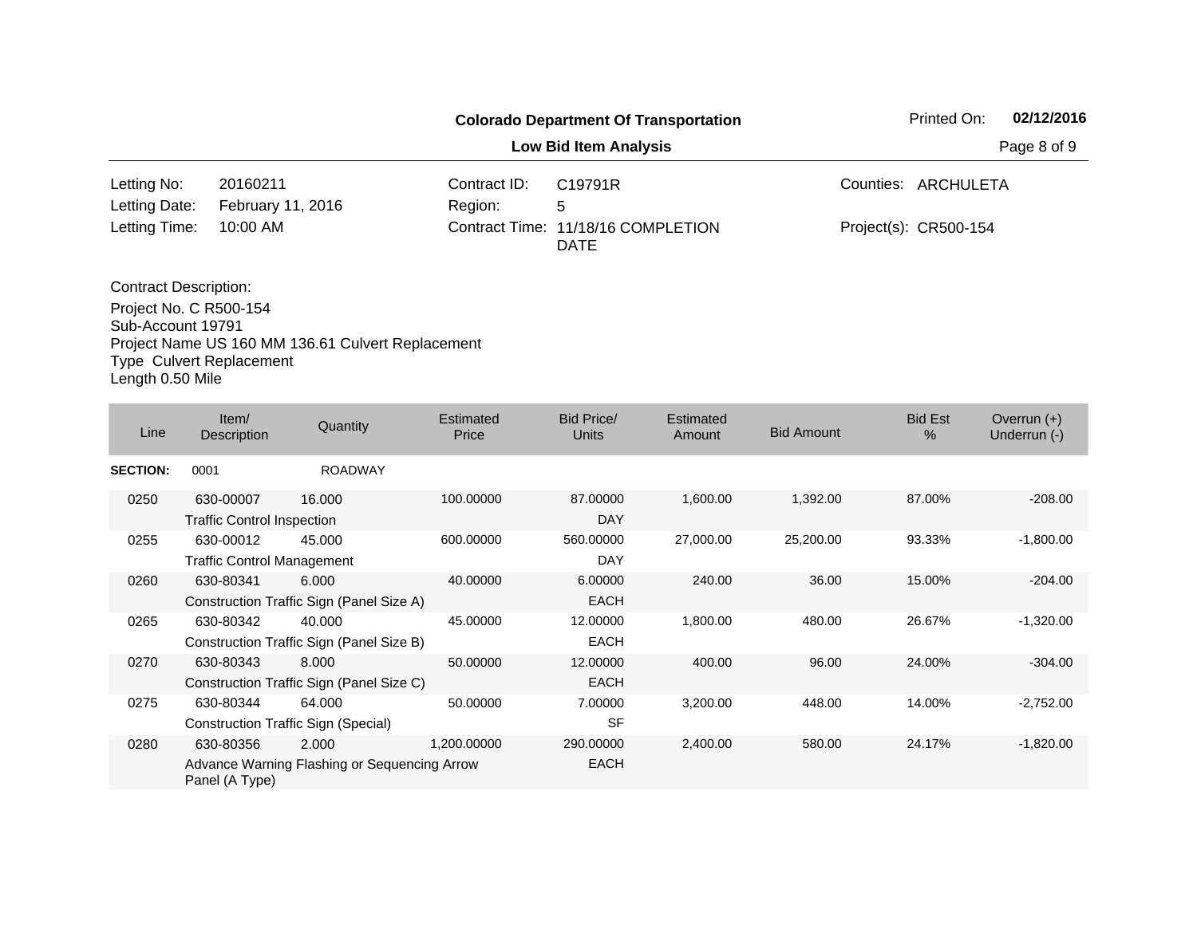**Colorado Department Of Transportation**

**Low Bid Item Analysis**

Printed On: **02/12/2016**

| | | | | | |
|---|---|---|---|---|---|
| Letting No: | 20160211 | Contract ID: | C19791R | Counties: | ARCHULETA |
| Letting Date: | February 11, 2016 | Region: | 5 | | |
| Letting Time: | 10:00 AM | Contract Time: | 11/18/16 COMPLETION DATE | Project(s): | CR500-154 |

Contract Description:
Project No. C R500-154
Sub-Account 19791
Project Name US 160 MM 136.61 Culvert Replacement
Type Culvert Replacement
Length 0.50 Mile

| Line | Item/ Description | Quantity | Estimated Price | Bid Price/ Units | Estimated Amount | Bid Amount | Bid Est % | Overrun (+) Underrun (-) |
|---|---|---|---|---|---|---|---|---|
| **SECTION:** | 0001 | ROADWAY | | | | | | |
| 0250 | 630-00007 Traffic Control Inspection | 16.000 | 100.00000 | 87.00000 DAY | 1,600.00 | 1,392.00 | 87.00% | -208.00 |
| 0255 | 630-00012 Traffic Control Management | 45.000 | 600.00000 | 560.00000 DAY | 27,000.00 | 25,200.00 | 93.33% | -1,800.00 |
| 0260 | 630-80341 Construction Traffic Sign (Panel Size A) | 6.000 | 40.00000 | 6.00000 EACH | 240.00 | 36.00 | 15.00% | -204.00 |
| 0265 | 630-80342 Construction Traffic Sign (Panel Size B) | 40.000 | 45.00000 | 12.00000 EACH | 1,800.00 | 480.00 | 26.67% | -1,320.00 |
| 0270 | 630-80343 Construction Traffic Sign (Panel Size C) | 8.000 | 50.00000 | 12.00000 EACH | 400.00 | 96.00 | 24.00% | -304.00 |
| 0275 | 630-80344 Construction Traffic Sign (Special) | 64.000 | 50.00000 | 7.00000 SF | 3,200.00 | 448.00 | 14.00% | -2,752.00 |
| 0280 | 630-80356 Advance Warning Flashing or Sequencing Arrow Panel (A Type) | 2.000 | 1,200.00000 | 290.00000 EACH | 2,400.00 | 580.00 | 24.17% | -1,820.00 |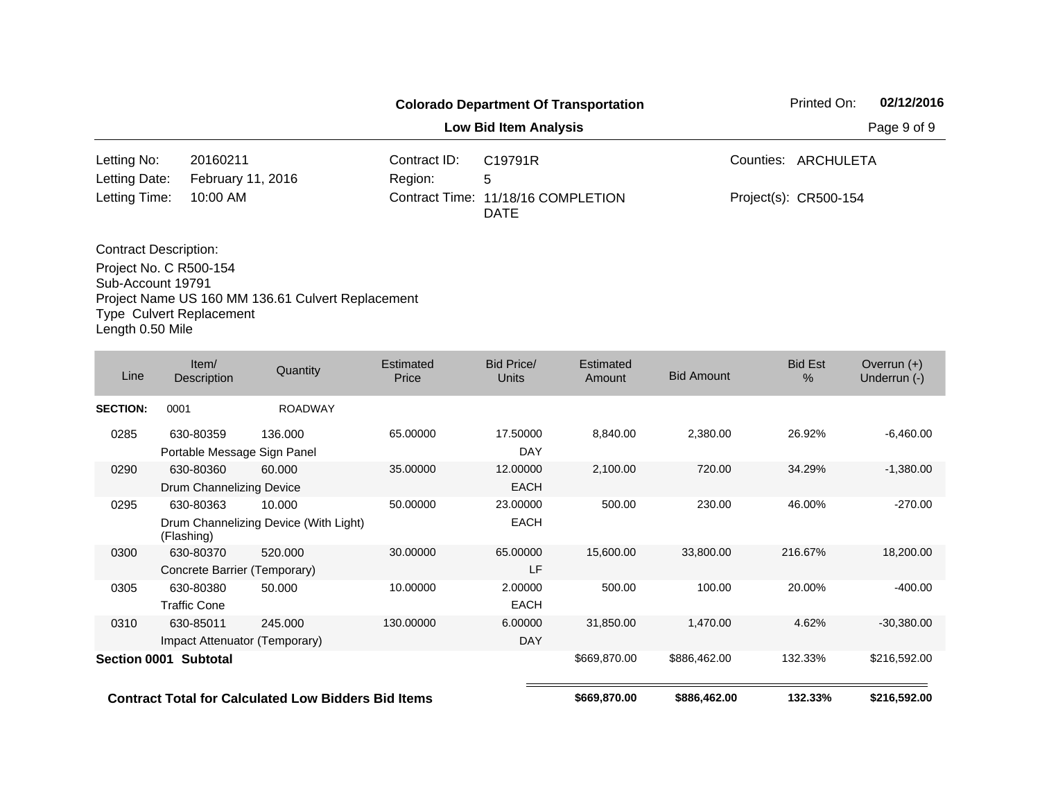**Colorado Department Of Transportation**

**Low Bid Item Analysis**

Printed On: **02/12/2016**

| | | | | | |
|---|---|---|---|---|---|
| Letting No: | 20160211 | Contract ID: | C19791R | Counties: | ARCHULETA |
| Letting Date: | February 11, 2016 | Region: | 5 | | |
| Letting Time: | 10:00 AM | Contract Time: | 11/18/16 COMPLETION DATE | Project(s): | CR500-154 |

Contract Description:

Project No. C R500-154
Sub-Account 19791
Project Name US 160 MM 136.61 Culvert Replacement
Type Culvert Replacement
Length 0.50 Mile

| Line | Item/ Description | Quantity | Estimated Price | Bid Price/ Units | Estimated Amount | Bid Amount | Bid Est % | Overrun (+) Underrun (-) |
|---|---|---|---|---|---|---|---|---|
| **SECTION:** | 0001 | ROADWAY | | | | | | |
| 0285 | 630-80359 Portable Message Sign Panel | 136.000 | 65.00000 | 17.50000 DAY | 8,840.00 | 2,380.00 | 26.92% | -6,460.00 |
| 0290 | 630-80360 Drum Channelizing Device | 60.000 | 35.00000 | 12.00000 EACH | 2,100.00 | 720.00 | 34.29% | -1,380.00 |
| 0295 | 630-80363 Drum Channelizing Device (With Light) (Flashing) | 10.000 | 50.00000 | 23.00000 EACH | 500.00 | 230.00 | 46.00% | -270.00 |
| 0300 | 630-80370 Concrete Barrier (Temporary) | 520.000 | 30.00000 | 65.00000 LF | 15,600.00 | 33,800.00 | 216.67% | 18,200.00 |
| 0305 | 630-80380 Traffic Cone | 50.000 | 10.00000 | 2.00000 EACH | 500.00 | 100.00 | 20.00% | -400.00 |
| 0310 | 630-85011 Impact Attenuator (Temporary) | 245.000 | 130.00000 | 6.00000 DAY | 31,850.00 | 1,470.00 | 4.62% | -30,380.00 |
| **Section 0001 Subtotal** | | | | | $669,870.00 | $886,462.00 | 132.33% | $216,592.00 |
| **Contract Total for Calculated Low Bidders Bid Items** | | | | | **$669,870.00** | **$886,462.00** | **132.33%** | **$216,592.00** |